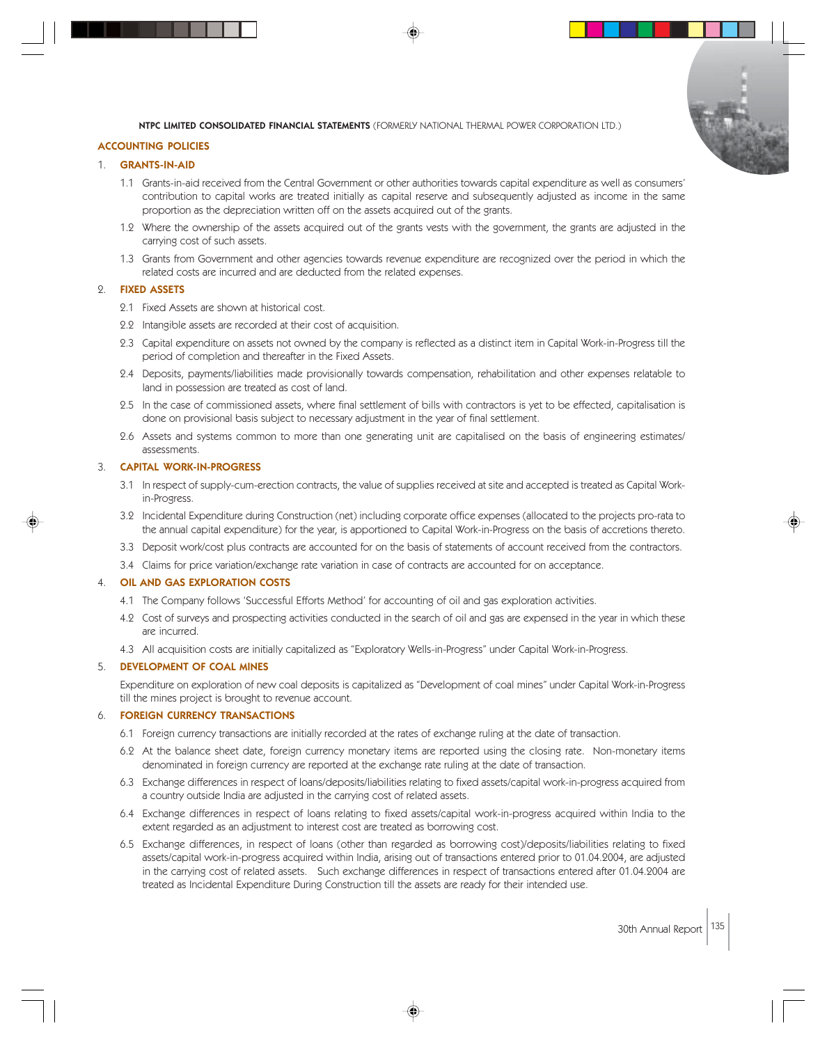NTPC LIMITED CONSOLIDATED FINANCIAL STATEMENTS (FORMERLY NATIONAL THERMAL POWER CORPORATION LTD.)

# ACCOUNTING POLICIES

## 1. GRANTS-IN-AID

1.1 Grants-in-aid received from the Central Government or other authorities towards capital expenditure as well as consumers' contribution to capital works are treated initially as capital reserve and subsequently adjusted as income in the same proportion as the depreciation written off on the assets acquired out of the grants.

1.2 Where the ownership of the assets acquired out of the grants vests with the government, the grants are adjusted in the carrying cost of such assets.

1.3 Grants from Government and other agencies towards revenue expenditure are recognized over the period in which the related costs are incurred and are deducted from the related expenses.

## 2. FIXED ASSETS

2.1 Fixed Assets are shown at historical cost.

2.2 Intangible assets are recorded at their cost of acquisition.

2.3 Capital expenditure on assets not owned by the company is reflected as a distinct item in Capital Work-in-Progress till the period of completion and thereafter in the Fixed Assets.

2.4 Deposits, payments/liabilities made provisionally towards compensation, rehabilitation and other expenses relatable to land in possession are treated as cost of land.

2.5 In the case of commissioned assets, where final settlement of bills with contractors is yet to be effected, capitalisation is done on provisional basis subject to necessary adjustment in the year of final settlement.

2.6 Assets and systems common to more than one generating unit are capitalised on the basis of engineering estimates/ assessments.

## 3. CAPITAL WORK-IN-PROGRESS

3.1 In respect of supply-cum-erection contracts, the value of supplies received at site and accepted is treated as Capital Work-in-Progress.

3.2 Incidental Expenditure during Construction (net) including corporate office expenses (allocated to the projects pro-rata to the annual capital expenditure) for the year, is apportioned to Capital Work-in-Progress on the basis of accretions thereto.

3.3 Deposit work/cost plus contracts are accounted for on the basis of statements of account received from the contractors.

3.4 Claims for price variation/exchange rate variation in case of contracts are accounted for on acceptance.

## 4. OIL AND GAS EXPLORATION COSTS

4.1 The Company follows 'Successful Efforts Method' for accounting of oil and gas exploration activities.

4.2 Cost of surveys and prospecting activities conducted in the search of oil and gas are expensed in the year in which these are incurred.

4.3 All acquisition costs are initially capitalized as "Exploratory Wells-in-Progress" under Capital Work-in-Progress.

## 5. DEVELOPMENT OF COAL MINES

Expenditure on exploration of new coal deposits is capitalized as "Development of coal mines" under Capital Work-in-Progress till the mines project is brought to revenue account.

## 6. FOREIGN CURRENCY TRANSACTIONS

6.1 Foreign currency transactions are initially recorded at the rates of exchange ruling at the date of transaction.

6.2 At the balance sheet date, foreign currency monetary items are reported using the closing rate. Non-monetary items denominated in foreign currency are reported at the exchange rate ruling at the date of transaction.

6.3 Exchange differences in respect of loans/deposits/liabilities relating to fixed assets/capital work-in-progress acquired from a country outside India are adjusted in the carrying cost of related assets.

6.4 Exchange differences in respect of loans relating to fixed assets/capital work-in-progress acquired within India to the extent regarded as an adjustment to interest cost are treated as borrowing cost.

6.5 Exchange differences, in respect of loans (other than regarded as borrowing cost)/deposits/liabilities relating to fixed assets/capital work-in-progress acquired within India, arising out of transactions entered prior to 01.04.2004, are adjusted in the carrying cost of related assets. Such exchange differences in respect of transactions entered after 01.04.2004 are treated as Incidental Expenditure During Construction till the assets are ready for their intended use.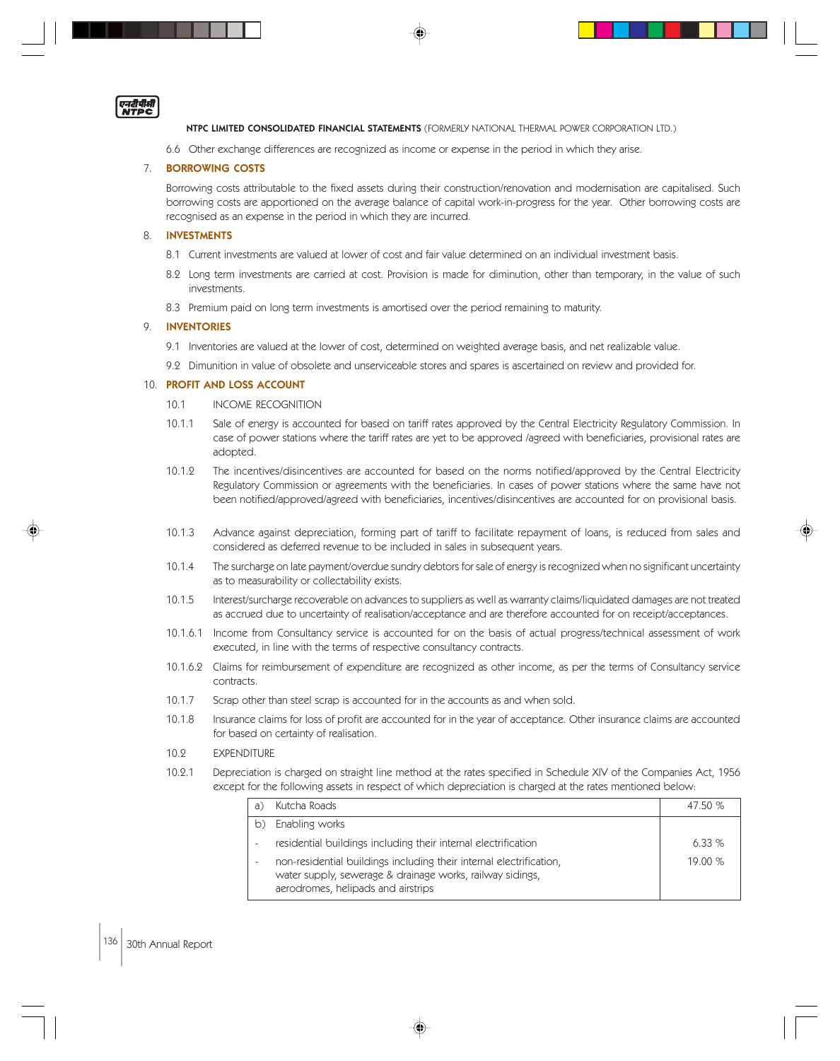NTPC LIMITED CONSOLIDATED FINANCIAL STATEMENTS (FORMERLY NATIONAL THERMAL POWER CORPORATION LTD.)

6.6 Other exchange differences are recognized as income or expense in the period in which they arise.

## 7. BORROWING COSTS

Borrowing costs attributable to the fixed assets during their construction/renovation and modernisation are capitalised. Such borrowing costs are apportioned on the average balance of capital work-in-progress for the year. Other borrowing costs are recognised as an expense in the period in which they are incurred.

## 8. INVESTMENTS

8.1 Current investments are valued at lower of cost and fair value determined on an individual investment basis.

8.2 Long term investments are carried at cost. Provision is made for diminution, other than temporary, in the value of such investments.

8.3 Premium paid on long term investments is amortised over the period remaining to maturity.

## 9. INVENTORIES

9.1 Inventories are valued at the lower of cost, determined on weighted average basis, and net realizable value.

9.2 Dimunition in value of obsolete and unserviceable stores and spares is ascertained on review and provided for.

## 10. PROFIT AND LOSS ACCOUNT

10.1 INCOME RECOGNITION

10.1.1 Sale of energy is accounted for based on tariff rates approved by the Central Electricity Regulatory Commission. In case of power stations where the tariff rates are yet to be approved /agreed with beneficiaries, provisional rates are adopted.

10.1.2 The incentives/disincentives are accounted for based on the norms notified/approved by the Central Electricity Regulatory Commission or agreements with the beneficiaries. In cases of power stations where the same have not been notified/approved/agreed with beneficiaries, incentives/disincentives are accounted for on provisional basis.

10.1.3 Advance against depreciation, forming part of tariff to facilitate repayment of loans, is reduced from sales and considered as deferred revenue to be included in sales in subsequent years.

10.1.4 The surcharge on late payment/overdue sundry debtors for sale of energy is recognized when no significant uncertainty as to measurability or collectability exists.

10.1.5 Interest/surcharge recoverable on advances to suppliers as well as warranty claims/liquidated damages are not treated as accrued due to uncertainty of realisation/acceptance and are therefore accounted for on receipt/acceptances.

10.1.6.1 Income from Consultancy service is accounted for on the basis of actual progress/technical assessment of work executed, in line with the terms of respective consultancy contracts.

10.1.6.2 Claims for reimbursement of expenditure are recognized as other income, as per the terms of Consultancy service contracts.

10.1.7 Scrap other than steel scrap is accounted for in the accounts as and when sold.

10.1.8 Insurance claims for loss of profit are accounted for in the year of acceptance. Other insurance claims are accounted for based on certainty of realisation.

10.2 EXPENDITURE

10.2.1 Depreciation is charged on straight line method at the rates specified in Schedule XIV of the Companies Act, 1956 except for the following assets in respect of which depreciation is charged at the rates mentioned below:

| | | |
|---|---|---|
| a) | Kutcha Roads | 47.50 % |
| b) | Enabling works | |
| - | residential buildings including their internal electrification | 6.33 % |
| - | non-residential buildings including their internal electrification, water supply, sewerage & drainage works, railway sidings, aerodromes, helipads and airstrips | 19.00 % |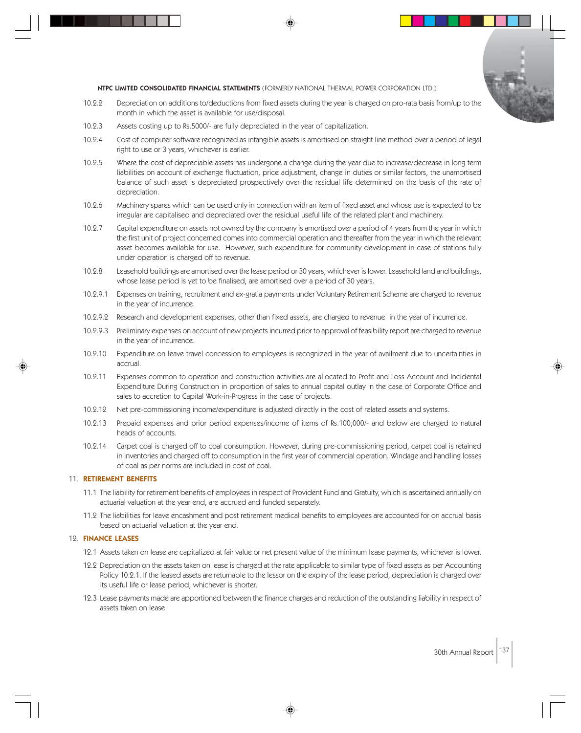10.2.2 Depreciation on additions to/deductions from fixed assets during the year is charged on pro-rata basis from/up to the month in which the asset is available for use/disposal.

10.2.3 Assets costing up to Rs.5000/- are fully depreciated in the year of capitalization.

10.2.4 Cost of computer software recognized as intangible assets is amortised on straight line method over a period of legal right to use or 3 years, whichever is earlier.

10.2.5 Where the cost of depreciable assets has undergone a change during the year due to increase/decrease in long term liabilities on account of exchange fluctuation, price adjustment, change in duties or similar factors, the unamortised balance of such asset is depreciated prospectively over the residual life determined on the basis of the rate of depreciation.

10.2.6 Machinery spares which can be used only in connection with an item of fixed asset and whose use is expected to be irregular are capitalised and depreciated over the residual useful life of the related plant and machinery.

10.2.7 Capital expenditure on assets not owned by the company is amortised over a period of 4 years from the year in which the first unit of project concerned comes into commercial operation and thereafter from the year in which the relevant asset becomes available for use. However, such expenditure for community development in case of stations fully under operation is charged off to revenue.

10.2.8 Leasehold buildings are amortised over the lease period or 30 years, whichever is lower. Leasehold land and buildings, whose lease period is yet to be finalised, are amortised over a period of 30 years.

10.2.9.1 Expenses on training, recruitment and ex-gratia payments under Voluntary Retirement Scheme are charged to revenue in the year of incurrence.

10.2.9.2 Research and development expenses, other than fixed assets, are charged to revenue in the year of incurrence.

10.2.9.3 Preliminary expenses on account of new projects incurred prior to approval of feasibility report are charged to revenue in the year of incurrence.

10.2.10 Expenditure on leave travel concession to employees is recognized in the year of availment due to uncertainties in accrual.

10.2.11 Expenses common to operation and construction activities are allocated to Profit and Loss Account and Incidental Expenditure During Construction in proportion of sales to annual capital outlay in the case of Corporate Office and sales to accretion to Capital Work-in-Progress in the case of projects.

10.2.12 Net pre-commissioning income/expenditure is adjusted directly in the cost of related assets and systems.

10.2.13 Prepaid expenses and prior period expenses/income of items of Rs.100,000/- and below are charged to natural heads of accounts.

10.2.14 Carpet coal is charged off to coal consumption. However, during pre-commissioning period, carpet coal is retained in inventories and charged off to consumption in the first year of commercial operation. Windage and handling losses of coal as per norms are included in cost of coal.

## 11. RETIREMENT BENEFITS

11.1 The liability for retirement benefits of employees in respect of Provident Fund and Gratuity, which is ascertained annually on actuarial valuation at the year end, are accrued and funded separately.

11.2 The liabilities for leave encashment and post retirement medical benefits to employees are accounted for on accrual basis based on actuarial valuation at the year end.

## 12. FINANCE LEASES

12.1 Assets taken on lease are capitalized at fair value or net present value of the minimum lease payments, whichever is lower.

12.2 Depreciation on the assets taken on lease is charged at the rate applicable to similar type of fixed assets as per Accounting Policy 10.2.1. If the leased assets are returnable to the lessor on the expiry of the lease period, depreciation is charged over its useful life or lease period, whichever is shorter.

12.3 Lease payments made are apportioned between the finance charges and reduction of the outstanding liability in respect of assets taken on lease.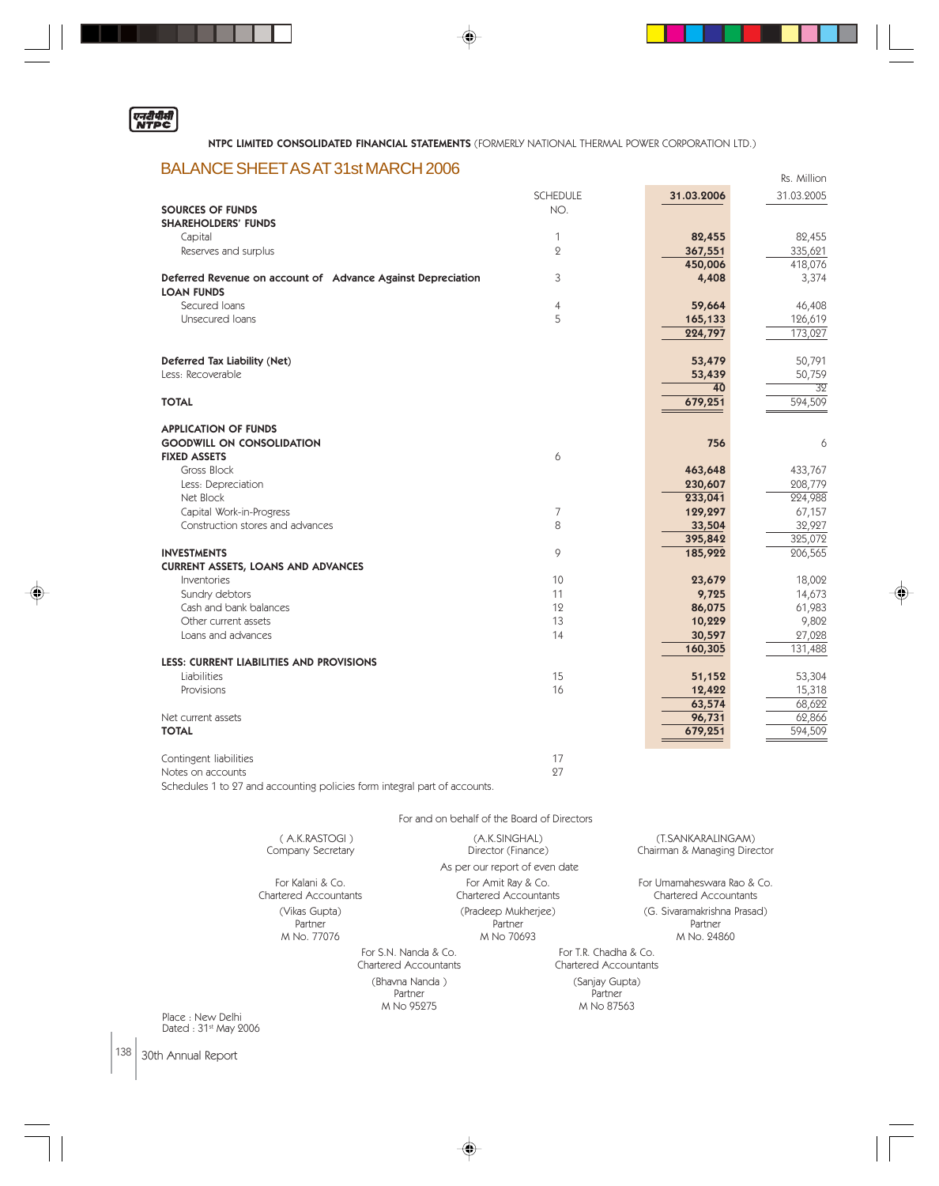**NTPC LIMITED CONSOLIDATED FINANCIAL STATEMENTS** (FORMERLY NATIONAL THERMAL POWER CORPORATION LTD.)

# BALANCE SHEET AS AT 31st MARCH 2006

Rs. Million

| | SCHEDULE NO. | 31.03.2006 | 31.03.2005 |
|---|---|---|---|
| **SOURCES OF FUNDS** | | | |
| **SHAREHOLDERS' FUNDS** | | | |
| Capital | 1 | **82,455** | 82,455 |
| Reserves and surplus | 2 | **367,551** | 335,621 |
| | | **450,006** | 418,076 |
| **Deferred Revenue on account of Advance Against Depreciation** | 3 | **4,408** | 3,374 |
| **LOAN FUNDS** | | | |
| Secured loans | 4 | **59,664** | 46,408 |
| Unsecured loans | 5 | **165,133** | 126,619 |
| | | **224,797** | 173,027 |
| **Deferred Tax Liability (Net)** | | **53,479** | 50,791 |
| Less: Recoverable | | **53,439** | 50,759 |
| | | **40** | 32 |
| **TOTAL** | | **679,251** | 594,509 |
| **APPLICATION OF FUNDS** | | | |
| **GOODWILL ON CONSOLIDATION** | | **756** | 6 |
| **FIXED ASSETS** | 6 | | |
| Gross Block | | **463,648** | 433,767 |
| Less: Depreciation | | **230,607** | 208,779 |
| Net Block | | **233,041** | 224,988 |
| Capital Work-in-Progress | 7 | **129,297** | 67,157 |
| Construction stores and advances | 8 | **33,504** | 32,927 |
| | | **395,842** | 325,072 |
| **INVESTMENTS** | 9 | **185,922** | 206,565 |
| **CURRENT ASSETS, LOANS AND ADVANCES** | | | |
| Inventories | 10 | **23,679** | 18,002 |
| Sundry debtors | 11 | **9,725** | 14,673 |
| Cash and bank balances | 12 | **86,075** | 61,983 |
| Other current assets | 13 | **10,229** | 9,802 |
| Loans and advances | 14 | **30,597** | 27,028 |
| | | **160,305** | 131,488 |
| **LESS: CURRENT LIABILITIES AND PROVISIONS** | | | |
| Liabilities | 15 | **51,152** | 53,304 |
| Provisions | 16 | **12,422** | 15,318 |
| | | **63,574** | 68,622 |
| Net current assets | | **96,731** | 62,866 |
| **TOTAL** | | **679,251** | 594,509 |
| Contingent liabilities | 17 | | |
| Notes on accounts | 27 | | |

Schedules 1 to 27 and accounting policies form integral part of accounts.

For and on behalf of the Board of Directors

( A.K.RASTOGI )
Company Secretary

(A.K.SINGHAL)
Director (Finance)

(T.SANKARALINGAM)
Chairman & Managing Director

As per our report of even date

For Kalani & Co.
Chartered Accountants
(Vikas Gupta)
Partner
M No. 77076

For Amit Ray & Co.
Chartered Accountants
(Pradeep Mukherjee)
Partner
M No 70693

For Umamaheswara Rao & Co.
Chartered Accountants
(G. Sivaramakrishna Prasad)
Partner
M No. 24860

For S.N. Nanda & Co.
Chartered Accountants
(Bhavna Nanda )
Partner
M No 95275

For T.R. Chadha & Co.
Chartered Accountants
(Sanjay Gupta)
Partner
M No 87563

Place : New Delhi
Dated : 31st May 2006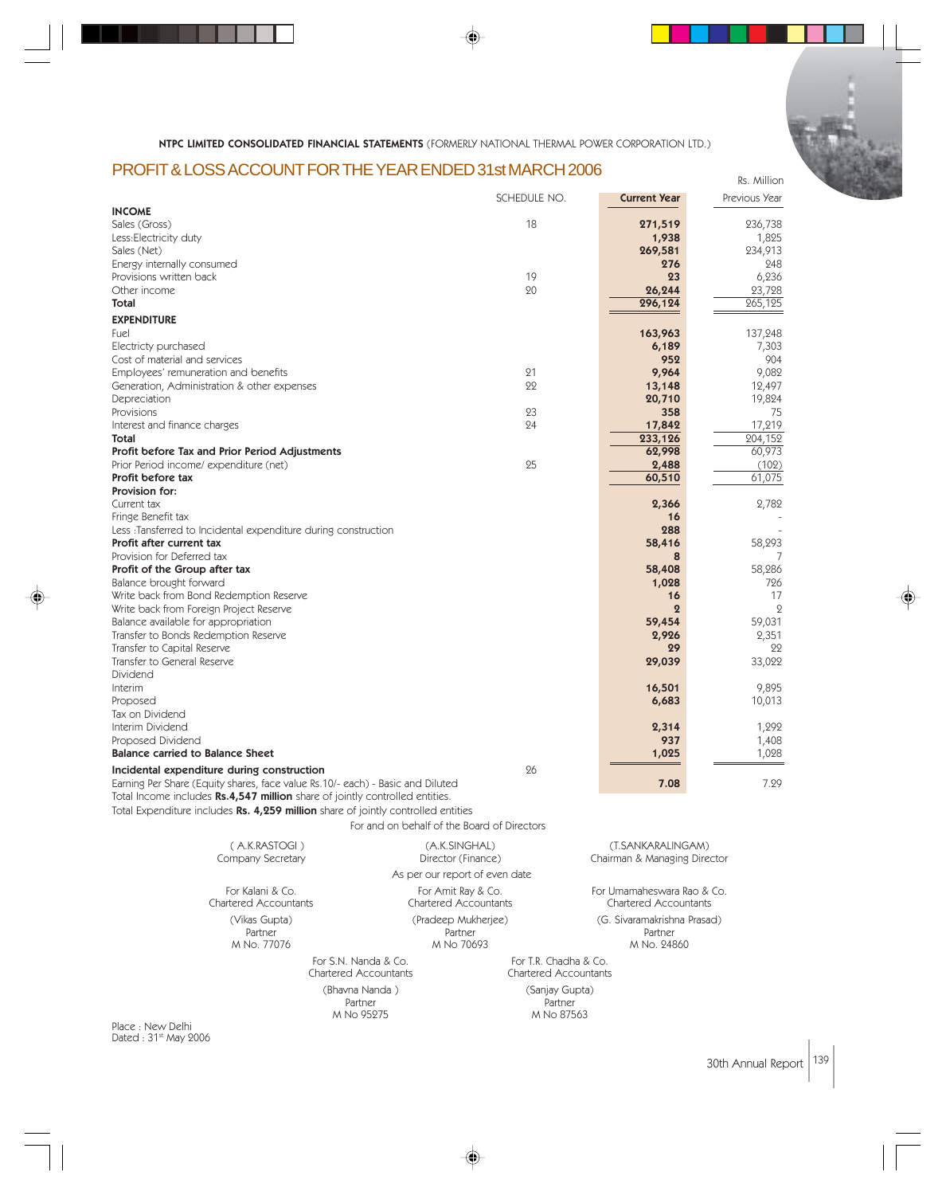NTPC LIMITED CONSOLIDATED FINANCIAL STATEMENTS (FORMERLY NATIONAL THERMAL POWER CORPORATION LTD.)

# PROFIT & LOSS ACCOUNT FOR THE YEAR ENDED 31st MARCH 2006

Rs. Million

| | SCHEDULE NO. | Current Year | Previous Year |
|---|---|---|---|
| **INCOME** | | | |
| Sales (Gross) | 18 | **271,519** | 236,738 |
| Less:Electricity duty | | **1,938** | 1,825 |
| Sales (Net) | | **269,581** | 234,913 |
| Energy internally consumed | | **276** | 248 |
| Provisions written back | 19 | **23** | 6,236 |
| Other income | 20 | **26,244** | 23,728 |
| **Total** | | **296,124** | 265,125 |
| **EXPENDITURE** | | | |
| Fuel | | **163,963** | 137,248 |
| Electricty purchased | | **6,189** | 7,303 |
| Cost of material and services | | **952** | 904 |
| Employees' remuneration and benefits | 21 | **9,964** | 9,082 |
| Generation, Administration & other expenses | 22 | **13,148** | 12,497 |
| Depreciation | | **20,710** | 19,824 |
| Provisions | 23 | **358** | 75 |
| Interest and finance charges | 24 | **17,842** | 17,219 |
| **Total** | | **233,126** | 204,152 |
| **Profit before Tax and Prior Period Adjustments** | | **62,998** | 60,973 |
| Prior Period income/ expenditure (net) | 25 | **2,488** | (102) |
| **Profit before tax** | | **60,510** | 61,075 |
| **Provision for:** | | | |
| Current tax | | **2,366** | 2,782 |
| Fringe Benefit tax | | **16** | - |
| Less :Tansferred to Incidental expenditure during construction | | **288** | - |
| **Profit after current tax** | | **58,416** | 58,293 |
| Provision for Deferred tax | | **8** | 7 |
| **Profit of the Group after tax** | | **58,408** | 58,286 |
| Balance brought forward | | **1,028** | 726 |
| Write back from Bond Redemption Reserve | | **16** | 17 |
| Write back from Foreign Project Reserve | | **2** | 2 |
| Balance available for appropriation | | **59,454** | 59,031 |
| Transfer to Bonds Redemption Reserve | | **2,926** | 2,351 |
| Transfer to Capital Reserve | | **29** | 22 |
| Transfer to General Reserve | | **29,039** | 33,022 |
| Dividend | | | |
| Interim | | **16,501** | 9,895 |
| Proposed | | **6,683** | 10,013 |
| Tax on Dividend | | | |
| Interim Dividend | | **2,314** | 1,292 |
| Proposed Dividend | | **937** | 1,408 |
| **Balance carried to Balance Sheet** | | **1,025** | 1,028 |
| **Incidental expenditure during construction** | 26 | | |
| Earning Per Share (Equity shares, face value Rs.10/- each) - Basic and Diluted | | **7.08** | 7.29 |

Total Income includes **Rs.4,547 million** share of jointly controlled entities.

Total Expenditure includes **Rs. 4,259 million** share of jointly controlled entities

For and on behalf of the Board of Directors

( A.K.RASTOGI )
Company Secretary

(A.K.SINGHAL)
Director (Finance)

(T.SANKARALINGAM)
Chairman & Managing Director

As per our report of even date

For Kalani & Co.
Chartered Accountants
(Vikas Gupta)
Partner
M No. 77076

For Amit Ray & Co.
Chartered Accountants
(Pradeep Mukherjee)
Partner
M No 70693

For Umamaheswara Rao & Co.
Chartered Accountants
(G. Sivaramakrishna Prasad)
Partner
M No. 24860

For S.N. Nanda & Co.
Chartered Accountants
(Bhavna Nanda )
Partner
M No 95275

For T.R. Chadha & Co.
Chartered Accountants
(Sanjay Gupta)
Partner
M No 87563

Place : New Delhi
Dated : 31st May 2006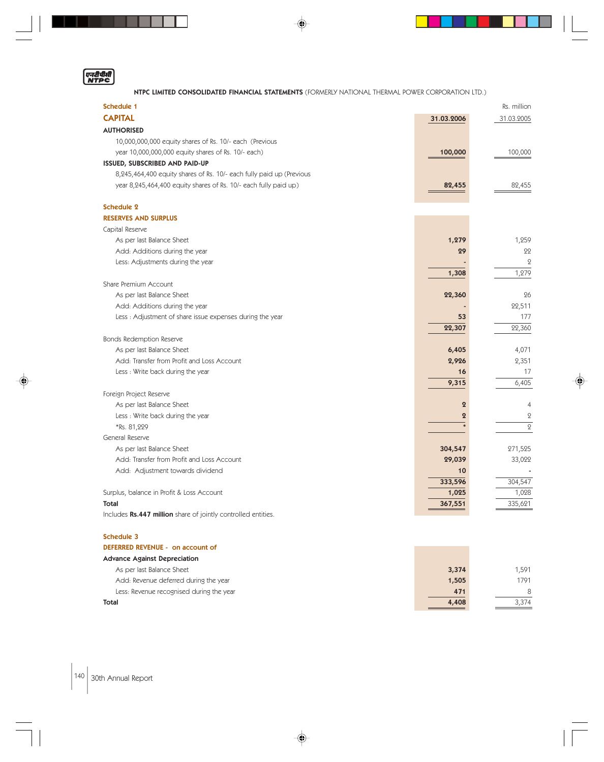**NTPC LIMITED CONSOLIDATED FINANCIAL STATEMENTS** (FORMERLY NATIONAL THERMAL POWER CORPORATION LTD.)

## Schedule 1

### CAPITAL

| | 31.03.2006 | 31.03.2005 |
|---|---|---|
| **AUTHORISED** | | |
| 10,000,000,000 equity shares of Rs. 10/- each (Previous year 10,000,000,000 equity shares of Rs. 10/- each) | **100,000** | 100,000 |
| **ISSUED, SUBSCRIBED AND PAID-UP** | | |
| 8,245,464,400 equity shares of Rs. 10/- each fully paid up (Previous year 8,245,464,400 equity shares of Rs. 10/- each fully paid up) | **82,455** | 82,455 |

Rs. million

## Schedule 2

### RESERVES AND SURPLUS

| | 31.03.2006 | 31.03.2005 |
|---|---|---|
| Capital Reserve | | |
| As per last Balance Sheet | **1,279** | 1,259 |
| Add: Additions during the year | **29** | 22 |
| Less: Adjustments during the year | **-** | 2 |
| | **1,308** | 1,279 |
| Share Premium Account | | |
| As per last Balance Sheet | **22,360** | 26 |
| Add: Additions during the year | **-** | 22,511 |
| Less : Adjustment of share issue expenses during the year | **53** | 177 |
| | **22,307** | 22,360 |
| Bonds Redemption Reserve | | |
| As per last Balance Sheet | **6,405** | 4,071 |
| Add: Transfer from Profit and Loss Account | **2,926** | 2,351 |
| Less : Write back during the year | **16** | 17 |
| | **9,315** | 6,405 |
| Foreign Project Reserve | | |
| As per last Balance Sheet | **2** | 4 |
| Less : Write back during the year | **2** | 2 |
| *Rs. 81,229 | ***** | 2 |
| General Reserve | | |
| As per last Balance Sheet | **304,547** | 271,525 |
| Add: Transfer from Profit and Loss Account | **29,039** | 33,022 |
| Add: Adjustment towards dividend | **10** | - |
| | **333,596** | 304,547 |
| Surplus, balance in Profit & Loss Account | **1,025** | 1,028 |
| **Total** | **367,551** | 335,621 |

Includes **Rs.447 million** share of jointly controlled entities.

## Schedule 3

### DEFERRED REVENUE - on account of

| | 31.03.2006 | 31.03.2005 |
|---|---|---|
| **Advance Against Depreciation** | | |
| As per last Balance Sheet | **3,374** | 1,591 |
| Add: Revenue deferred during the year | **1,505** | 1791 |
| Less: Revenue recognised during the year | **471** | 8 |
| **Total** | **4,408** | 3,374 |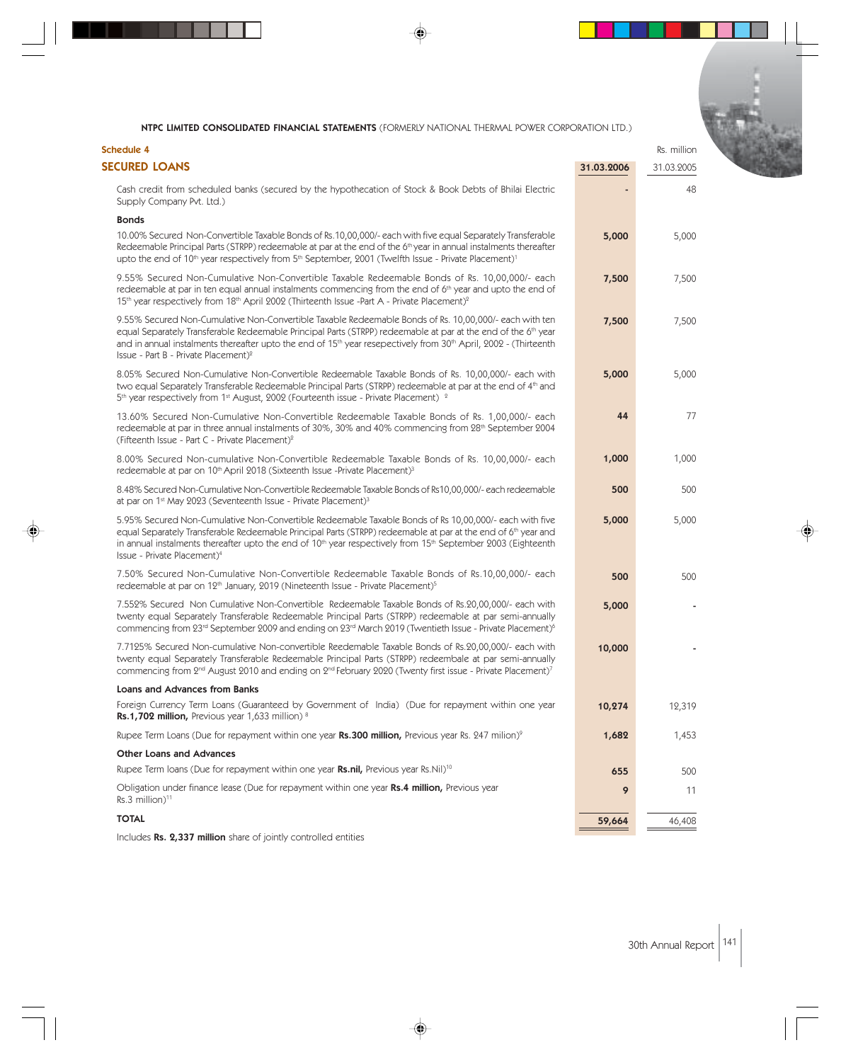NTPC LIMITED CONSOLIDATED FINANCIAL STATEMENTS (FORMERLY NATIONAL THERMAL POWER CORPORATION LTD.)

## Schedule 4

## SECURED LOANS

Rs. million

| | 31.03.2006 | 31.03.2005 |
|---|---|---|
| Cash credit from scheduled banks (secured by the hypothecation of Stock & Book Debts of Bhilai Electric Supply Company Pvt. Ltd.) | - | 48 |
| **Bonds** | | |
| 10.00% Secured Non-Convertible Taxable Bonds of Rs.10,00,000/- each with five equal Separately Transferable Redeemable Principal Parts (STRPP) redeemable at par at the end of the 6th year in annual instalments thereafter upto the end of 10th year respectively from 5th September, 2001 (Twelfth Issue - Private Placement)[1] | **5,000** | 5,000 |
| 9.55% Secured Non-Cumulative Non-Convertible Taxable Redeemable Bonds of Rs. 10,00,000/- each redeemable at par in ten equal annual instalments commencing from the end of 6th year and upto the end of 15th year respectively from 18th April 2002 (Thirteenth Issue -Part A - Private Placement)[2] | **7,500** | 7,500 |
| 9.55% Secured Non-Cumulative Non-Convertible Taxable Redeemable Bonds of Rs. 10,00,000/- each with ten equal Separately Transferable Redeemable Principal Parts (STRPP) redeemable at par at the end of the 6th year and in annual instalments thereafter upto the end of 15th year resepectively from 30th April, 2002 - (Thirteenth Issue - Part B - Private Placement)[2] | **7,500** | 7,500 |
| 8.05% Secured Non-Cumulative Non-Convertible Redeemable Taxable Bonds of Rs. 10,00,000/- each with two equal Separately Transferable Redeemable Principal Parts (STRPP) redeemable at par at the end of 4th and 5th year respectively from 1st August, 2002 (Fourteenth issue - Private Placement) [2] | **5,000** | 5,000 |
| 13.60% Secured Non-Cumulative Non-Convertible Redeemable Taxable Bonds of Rs. 1,00,000/- each redeemable at par in three annual instalments of 30%, 30% and 40% commencing from 28th September 2004 (Fifteenth Issue - Part C - Private Placement)[2] | **44** | 77 |
| 8.00% Secured Non-cumulative Non-Convertible Redeemable Taxable Bonds of Rs. 10,00,000/- each redeemable at par on 10th April 2018 (Sixteenth Issue -Private Placement)[3] | **1,000** | 1,000 |
| 8.48% Secured Non-Cumulative Non-Convertible Redeemable Taxable Bonds of Rs10,00,000/- each redeemable at par on 1st May 2023 (Seventeenth Issue - Private Placement)[3] | **500** | 500 |
| 5.95% Secured Non-Cumulative Non-Convertible Redeemable Taxable Bonds of Rs 10,00,000/- each with five equal Separately Transferable Redeemable Principal Parts (STRPP) redeemable at par at the end of 6th year and in annual instalments thereafter upto the end of 10th year respectively from 15th September 2003 (Eighteenth Issue - Private Placement)[4] | **5,000** | 5,000 |
| 7.50% Secured Non-Cumulative Non-Convertible Redeemable Taxable Bonds of Rs.10,00,000/- each redeemable at par on 12th January, 2019 (Nineteenth Issue - Private Placement)[5] | **500** | 500 |
| 7.552% Secured Non Cumulative Non-Convertible Redeemable Taxable Bonds of Rs.20,00,000/- each with twenty equal Separately Transferable Redeemable Principal Parts (STRPP) redeemable at par semi-annually commencing from 23rd September 2009 and ending on 23rd March 2019 (Twentieth Issue - Private Placement)[6] | **5,000** | - |
| 7.7125% Secured Non-cumulative Non-convertible Reedemable Taxable Bonds of Rs.20,00,000/- each with twenty equal Separately Transferable Redeemable Principal Parts (STRPP) redeembale at par semi-annually commencing from 2nd August 2010 and ending on 2nd February 2020 (Twenty first issue - Private Placement)[7] | **10,000** | - |
| **Loans and Advances from Banks** | | |
| Foreign Currency Term Loans (Guaranteed by Government of India) (Due for repayment within one year **Rs.1,702 million,** Previous year 1,633 million) [8] | **10,274** | 12,319 |
| Rupee Term Loans (Due for repayment within one year **Rs.300 million,** Previous year Rs. 247 milion)[9] | **1,682** | 1,453 |
| **Other Loans and Advances** | | |
| Rupee Term loans (Due for repayment within one year **Rs.nil,** Previous year Rs.Nil)[10] | **655** | 500 |
| Obligation under finance lease (Due for repayment within one year **Rs.4 million,** Previous year Rs.3 million)[11] | **9** | 11 |
| **TOTAL** | **59,664** | 46,408 |

Includes **Rs. 2,337 million** share of jointly controlled entities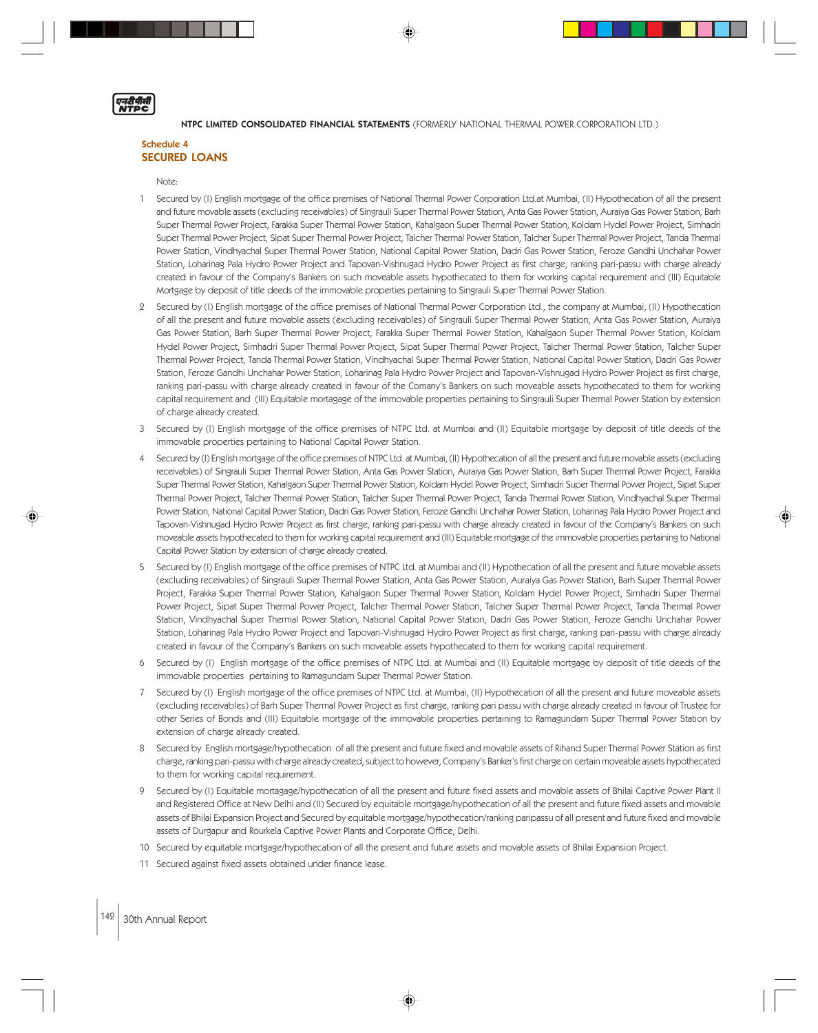### Schedule 4
## SECURED LOANS

Note:

1. Secured by (I) English mortgage of the office premises of National Thermal Power Corporation Ltd.at Mumbai, (II) Hypothecation of all the present and future movable assets (excluding receivables) of Singrauli Super Thermal Power Station, Anta Gas Power Station, Auraiya Gas Power Station, Barh Super Thermal Power Project, Farakka Super Thermal Power Station, Kahalgaon Super Thermal Power Station, Koldam Hydel Power Project, Simhadri Super Thermal Power Project, Sipat Super Thermal Power Project, Talcher Thermal Power Station, Talcher Super Thermal Power Project, Tanda Thermal Power Station, Vindhyachal Super Thermal Power Station, National Capital Power Station, Dadri Gas Power Station, Feroze Gandhi Unchahar Power Station, Loharinag Pala Hydro Power Project and Tapovan-Vishnugad Hydro Power Project as first charge, ranking pari-passu with charge already created in favour of the Company's Bankers on such moveable assets hypothecated to them for working capital requirement and (III) Equitable Mortgage by deposit of title deeds of the immovable properties pertaining to Singrauli Super Thermal Power Station.
2. Secured by (I) English mortgage of the office premises of National Thermal Power Corporation Ltd., the company at Mumbai, (II) Hypothecation of all the present and future movable assets (excluding receivables) of Singrauli Super Thermal Power Station, Anta Gas Power Station, Auraiya Gas Power Station, Barh Super Thermal Power Project, Farakka Super Thermal Power Station, Kahalgaon Super Thermal Power Station, Koldam Hydel Power Project, Simhadri Super Thermal Power Project, Sipat Super Thermal Power Project, Talcher Thermal Power Station, Talcher Super Thermal Power Project, Tanda Thermal Power Station, Vindhyachal Super Thermal Power Station, National Capital Power Station, Dadri Gas Power Station, Feroze Gandhi Unchahar Power Station, Loharinag Pala Hydro Power Project and Tapovan-Vishnugad Hydro Power Project as first charge, ranking pari-passu with charge already created in favour of the Comany's Bankers on such moveable assets hypothecated to them for working capital requirement and (III) Equitable mortagage of the immovable properties pertaining to Singrauli Super Thermal Power Station by extension of charge already created.
3. Secured by (I) English mortgage of the office premises of NTPC Ltd. at Mumbai and (II) Equitable mortgage by deposit of title deeds of the immovable properties pertaining to National Capital Power Station.
4. Secured by (I) English mortgage of the office premises of NTPC Ltd. at Mumbai, (II) Hypothecation of all the present and future movable assets (excluding receivables) of Singrauli Super Thermal Power Station, Anta Gas Power Station, Auraiya Gas Power Station, Barh Super Thermal Power Project, Farakka Super Thermal Power Station, Kahalgaon Super Thermal Power Station, Koldam Hydel Power Project, Simhadri Super Thermal Power Project, Sipat Super Thermal Power Project, Talcher Thermal Power Station, Talcher Super Thermal Power Project, Tanda Thermal Power Station, Vindhyachal Super Thermal Power Station, National Capital Power Station, Dadri Gas Power Station, Feroze Gandhi Unchahar Power Station, Loharinag Pala Hydro Power Project and Tapovan-Vishnugad Hydro Power Project as first charge, ranking pari-passu with charge already created in favour of the Company's Bankers on such moveable assets hypothecated to them for working capital requirement and (III) Equitable mortgage of the immovable properties pertaining to National Capital Power Station by extension of charge already created.
5. Secured by (I) English mortgage of the office premises of NTPC Ltd. at Mumbai and (II) Hypothecation of all the present and future movable assets (excluding receivables) of Singrauli Super Thermal Power Station, Anta Gas Power Station, Auraiya Gas Power Station, Barh Super Thermal Power Project, Farakka Super Thermal Power Station, Kahalgaon Super Thermal Power Station, Koldam Hydel Power Project, Simhadri Super Thermal Power Project, Sipat Super Thermal Power Project, Talcher Thermal Power Station, Talcher Super Thermal Power Project, Tanda Thermal Power Station, Vindhyachal Super Thermal Power Station, National Capital Power Station, Dadri Gas Power Station, Feroze Gandhi Unchahar Power Station, Loharinag Pala Hydro Power Project and Tapovan-Vishnugad Hydro Power Project as first charge, ranking pari-passu with charge already created in favour of the Company's Bankers on such moveable assets hypothecated to them for working capital requirement.
6. Secured by (I) English mortgage of the office premises of NTPC Ltd. at Mumbai and (II) Equitable mortgage by deposit of title deeds of the immovable properties pertaining to Ramagundam Super Thermal Power Station.
7. Secured by (I) English mortgage of the office premises of NTPC Ltd. at Mumbai, (II) Hypothecation of all the present and future moveable assets (excluding receivables) of Barh Super Thermal Power Project as first charge, ranking pari passu with charge already created in favour of Trustee for other Series of Bonds and (III) Equitable mortgage of the immovable properties pertaining to Ramagundam Super Thermal Power Station by extension of charge already created.
8. Secured by English mortgage/hypothecation of all the present and future fixed and movable assets of Rihand Super Thermal Power Station as first charge, ranking pari-passu with charge already created, subject to however, Company's Banker's first charge on certain moveable assets hypothecated to them for working capital requirement.
9. Secured by (I) Equitable mortagage/hypothecation of all the present and future fixed assets and movable assets of Bhilai Captive Power Plant II and Registered Office at New Delhi and (II) Secured by equitable mortgage/hypothecation of all the present and future fixed assets and movable assets of Bhilai Expansion Project and Secured by equitable mortgage/hypothecation/ranking paripassu of all present and future fixed and movable assets of Durgapur and Rourkela Captive Power Plants and Corporate Office, Delhi.
10. Secured by equitable mortgage/hypothecation of all the present and future assets and movable assets of Bhilai Expansion Project.
11. Secured against fixed assets obtained under finance lease.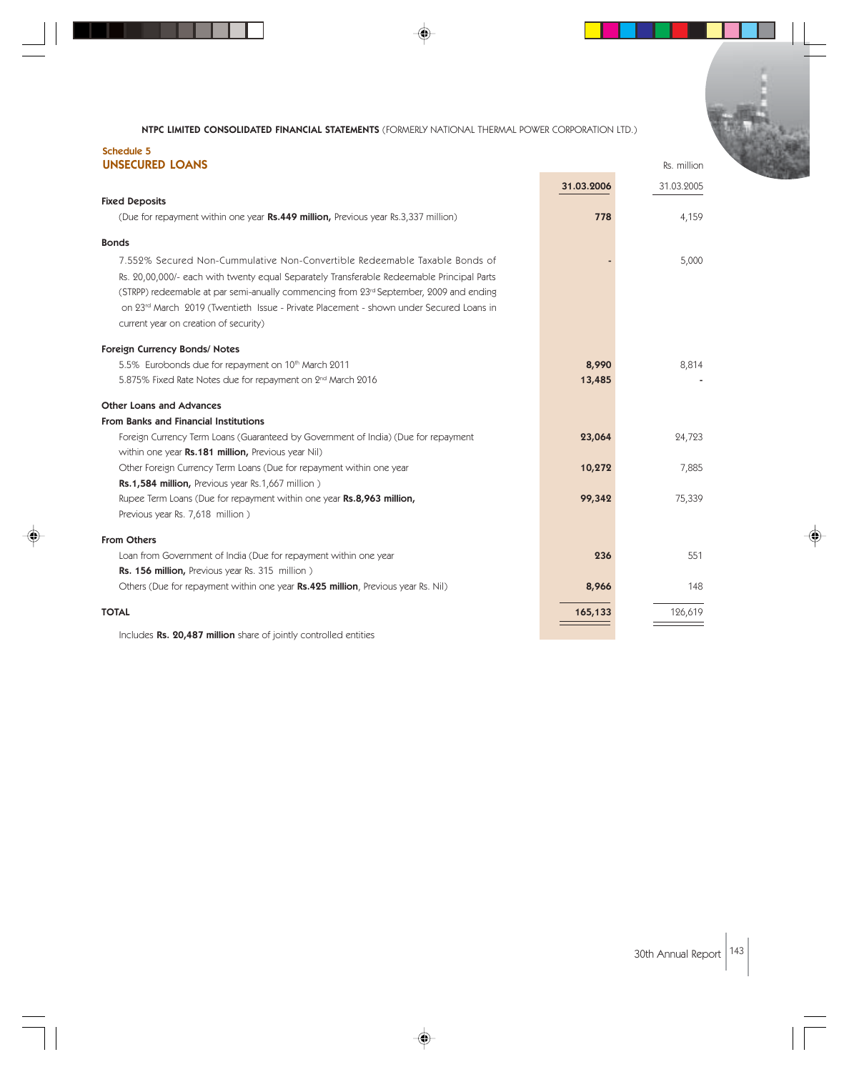NTPC LIMITED CONSOLIDATED FINANCIAL STATEMENTS (FORMERLY NATIONAL THERMAL POWER CORPORATION LTD.)

## Schedule 5
## UNSECURED LOANS

Rs. million

| | 31.03.2006 | 31.03.2005 |
|---|---|---|
| **Fixed Deposits** | | |
| (Due for repayment within one year **Rs.449 million,** Previous year Rs.3,337 million) | **778** | 4,159 |
| **Bonds** | | |
| 7.552% Secured Non-Cummulative Non-Convertible Redeemable Taxable Bonds of Rs. 20,00,000/- each with twenty equal Separately Transferable Redeemable Principal Parts (STRPP) redeemable at par semi-anually commencing from 23rd September, 2009 and ending on 23rd March 2019 (Twentieth Issue - Private Placement - shown under Secured Loans in current year on creation of security) | **-** | 5,000 |
| **Foreign Currency Bonds/ Notes** | | |
| 5.5% Eurobonds due for repayment on 10th March 2011 | **8,990** | 8,814 |
| 5.875% Fixed Rate Notes due for repayment on 2nd March 2016 | **13,485** | - |
| **Other Loans and Advances** | | |
| **From Banks and Financial Institutions** | | |
| Foreign Currency Term Loans (Guaranteed by Government of India) (Due for repayment within one year **Rs.181 million,** Previous year Nil) | **23,064** | 24,723 |
| Other Foreign Currency Term Loans (Due for repayment within one year **Rs.1,584 million,** Previous year Rs.1,667 million ) | **10,272** | 7,885 |
| Rupee Term Loans (Due for repayment within one year **Rs.8,963 million,** Previous year Rs. 7,618 million ) | **99,342** | 75,339 |
| **From Others** | | |
| Loan from Government of India (Due for repayment within one year **Rs. 156 million,** Previous year Rs. 315 million ) | **236** | 551 |
| Others (Due for repayment within one year **Rs.425 million**, Previous year Rs. Nil) | **8,966** | 148 |
| **TOTAL** | **165,133** | 126,619 |

Includes **Rs. 20,487 million** share of jointly controlled entities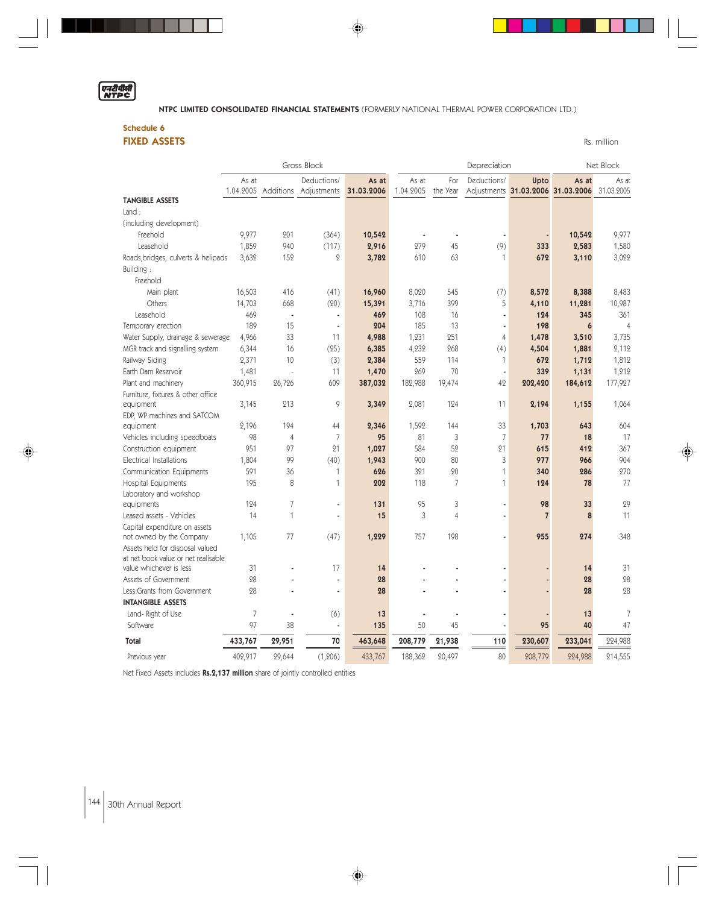**NTPC LIMITED CONSOLIDATED FINANCIAL STATEMENTS** (FORMERLY NATIONAL THERMAL POWER CORPORATION LTD.)

## Schedule 6

## FIXED ASSETS

Rs. million

| | Gross Block | | | | Depreciation | | | | Net Block | |
|---|---|---|---|---|---|---|---|---|---|---|
| | As at 1.04.2005 | Additions | Deductions/ Adjustments | As at 31.03.2006 | As at 1.04.2005 | For the Year | Deductions/ Adjustments | Upto 31.03.2006 | As at 31.03.2006 | As at 31.03.2005 |
| **TANGIBLE ASSETS** | | | | | | | | | | |
| Land : | | | | | | | | | | |
| (including development) | | | | | | | | | | |
| Freehold | 9,977 | 201 | (364) | **10,542** | - | - | - | - | **10,542** | 9,977 |
| Leasehold | 1,859 | 940 | (117) | **2,916** | 279 | 45 | (9) | **333** | **2,583** | 1,580 |
| Roads,bridges, culverts & helipads | 3,632 | 152 | 2 | **3,782** | 610 | 63 | 1 | **672** | **3,110** | 3,022 |
| Building : | | | | | | | | | | |
| Freehold | | | | | | | | | | |
| Main plant | 16,503 | 416 | (41) | **16,960** | 8,020 | 545 | (7) | **8,572** | **8,388** | 8,483 |
| Others | 14,703 | 668 | (20) | **15,391** | 3,716 | 399 | 5 | **4,110** | **11,281** | 10,987 |
| Leasehold | 469 | - | - | **469** | 108 | 16 | - | **124** | **345** | 361 |
| Temporary erection | 189 | 15 | - | **204** | 185 | 13 | - | **198** | **6** | 4 |
| Water Supply, drainage & sewerage | 4,966 | 33 | 11 | **4,988** | 1,231 | 251 | 4 | **1,478** | **3,510** | 3,735 |
| MGR track and signalling system | 6,344 | 16 | (25) | **6,385** | 4,232 | 268 | (4) | **4,504** | **1,881** | 2,112 |
| Railway Siding | 2,371 | 10 | (3) | **2,384** | 559 | 114 | 1 | **672** | **1,712** | 1,812 |
| Earth Dam Reservoir | 1,481 | - | 11 | **1,470** | 269 | 70 | - | **339** | **1,131** | 1,212 |
| Plant and machinery | 360,915 | 26,726 | 609 | **387,032** | 182,988 | 19,474 | 42 | **202,420** | **184,612** | 177,927 |
| Furniture, fixtures & other office equipment | 3,145 | 213 | 9 | **3,349** | 2,081 | 124 | 11 | **2,194** | **1,155** | 1,064 |
| EDP, WP machines and SATCOM equipment | 2,196 | 194 | 44 | **2,346** | 1,592 | 144 | 33 | **1,703** | **643** | 604 |
| Vehicles including speedboats | 98 | 4 | 7 | **95** | 81 | 3 | 7 | **77** | **18** | 17 |
| Construction equipment | 951 | 97 | 21 | **1,027** | 584 | 52 | 21 | **615** | **412** | 367 |
| Electrical Installations | 1,804 | 99 | (40) | **1,943** | 900 | 80 | 3 | **977** | **966** | 904 |
| Communication Equipments | 591 | 36 | 1 | **626** | 321 | 20 | 1 | **340** | **286** | 270 |
| Hospital Equipments | 195 | 8 | 1 | **202** | 118 | 7 | 1 | **124** | **78** | 77 |
| Laboratory and workshop equipments | 124 | 7 | - | **131** | 95 | 3 | - | **98** | **33** | 29 |
| Leased assets - Vehicles | 14 | 1 | - | **15** | 3 | 4 | - | **7** | **8** | 11 |
| Capital expenditure on assets not owned by the Company | 1,105 | 77 | (47) | **1,229** | 757 | 198 | - | **955** | **274** | 348 |
| Assets held for disposal valued at net book value or net realisable value whichever is less | 31 | - | 17 | **14** | - | - | - | - | **14** | 31 |
| Assets of Government | 28 | - | - | **28** | - | - | - | - | **28** | 28 |
| Less:Grants from Government | 28 | - | - | **28** | - | - | - | - | **28** | 28 |
| **INTANGIBLE ASSETS** | | | | | | | | | | |
| Land- Right of Use | 7 | - | (6) | **13** | - | - | - | - | **13** | 7 |
| Software | 97 | 38 | - | **135** | 50 | 45 | - | **95** | **40** | 47 |
| **Total** | **433,767** | **29,951** | **70** | **463,648** | **208,779** | **21,938** | **110** | **230,607** | **233,041** | 224,988 |
| Previous year | 402,917 | 29,644 | (1,206) | 433,767 | 188,362 | 20,497 | 80 | 208,779 | 224,988 | 214,555 |

Net Fixed Assets includes **Rs.2,137 million** share of jointly controlled entities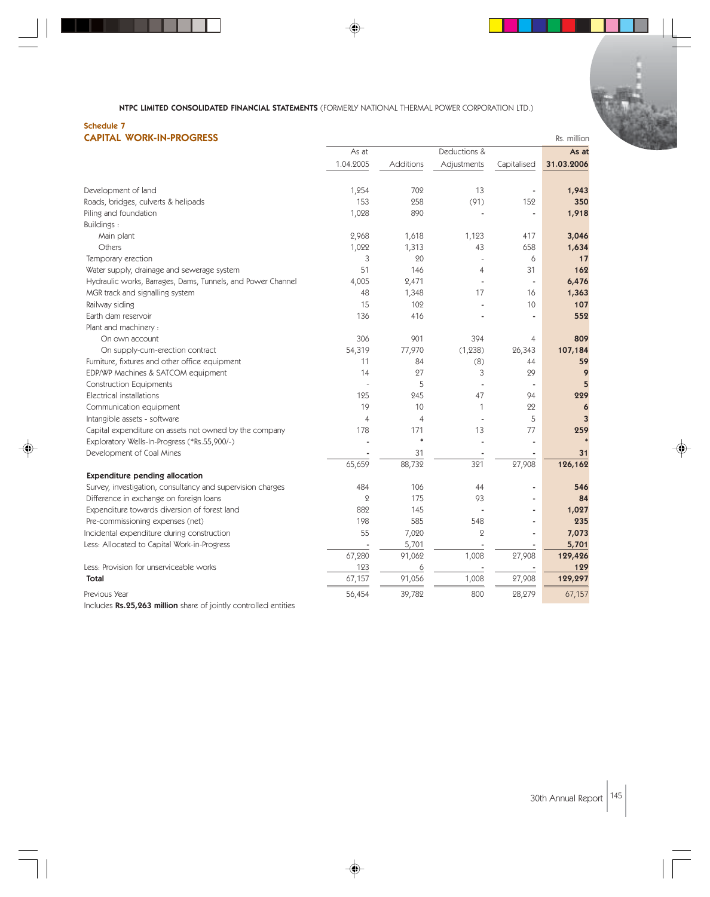NTPC LIMITED CONSOLIDATED FINANCIAL STATEMENTS (FORMERLY NATIONAL THERMAL POWER CORPORATION LTD.)

## Schedule 7
## CAPITAL WORK-IN-PROGRESS

Rs. million

| | As at 1.04.2005 | Additions | Deductions & Adjustments | Capitalised | As at 31.03.2006 |
|---|---|---|---|---|---|
| Development of land | 1,254 | 702 | 13 | - | **1,943** |
| Roads, bridges, culverts & helipads | 153 | 258 | (91) | 152 | **350** |
| Piling and foundation | 1,028 | 890 | - | - | **1,918** |
| Buildings : | | | | | |
| Main plant | 2,968 | 1,618 | 1,123 | 417 | **3,046** |
| Others | 1,022 | 1,313 | 43 | 658 | **1,634** |
| Temporary erection | 3 | 20 | - | 6 | **17** |
| Water supply, drainage and sewerage system | 51 | 146 | 4 | 31 | **162** |
| Hydraulic works, Barrages, Dams, Tunnels, and Power Channel | 4,005 | 2,471 | - | - | **6,476** |
| MGR track and signalling system | 48 | 1,348 | 17 | 16 | **1,363** |
| Railway siding | 15 | 102 | - | 10 | **107** |
| Earth dam reservoir | 136 | 416 | - | - | **552** |
| Plant and machinery : | | | | | |
| On own account | 306 | 901 | 394 | 4 | **809** |
| On supply-cum-erection contract | 54,319 | 77,970 | (1,238) | 26,343 | **107,184** |
| Furniture, fixtures and other office equipment | 11 | 84 | (8) | 44 | **59** |
| EDP/WP Machines & SATCOM equipment | 14 | 27 | 3 | 29 | **9** |
| Construction Equipments | - | 5 | - | - | **5** |
| Electrical installations | 125 | 245 | 47 | 94 | **229** |
| Communication equipment | 19 | 10 | 1 | 22 | **6** |
| Intangible assets - software | 4 | 4 | - | 5 | **3** |
| Capital expenditure on assets not owned by the company | 178 | 171 | 13 | 77 | **259** |
| Exploratory Wells-In-Progress (*Rs.55,900/-) | - | * | - | - | * |
| Development of Coal Mines | - | 31 | - | - | **31** |
| | 65,659 | 88,732 | 321 | 27,908 | **126,162** |
| **Expenditure pending allocation** | | | | | |
| Survey, investigation, consultancy and supervision charges | 484 | 106 | 44 | - | **546** |
| Difference in exchange on foreign loans | 2 | 175 | 93 | - | **84** |
| Expenditure towards diversion of forest land | 882 | 145 | - | - | **1,027** |
| Pre-commissioning expenses (net) | 198 | 585 | 548 | - | **235** |
| Incidental expenditure during construction | 55 | 7,020 | 2 | - | **7,073** |
| Less: Allocated to Capital Work-in-Progress | - | 5,701 | - | - | **5,701** |
| | 67,280 | 91,062 | 1,008 | 27,908 | **129,426** |
| Less: Provision for unserviceable works | 123 | 6 | - | - | **129** |
| **Total** | 67,157 | 91,056 | 1,008 | 27,908 | **129,297** |
| Previous Year | 56,454 | 39,782 | 800 | 28,279 | 67,157 |

Includes **Rs.25,263 million** share of jointly controlled entities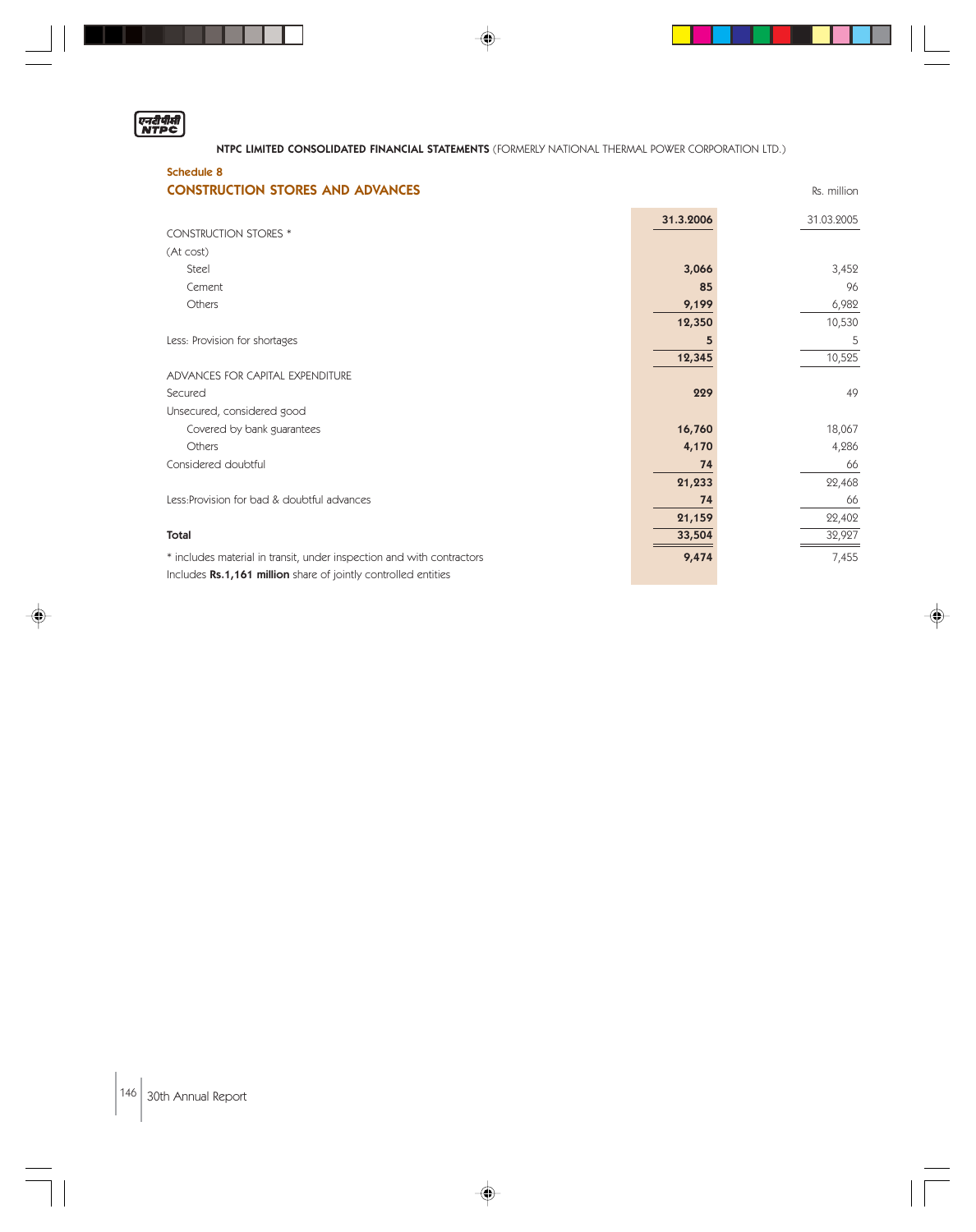**NTPC LIMITED CONSOLIDATED FINANCIAL STATEMENTS** (FORMERLY NATIONAL THERMAL POWER CORPORATION LTD.)

## Schedule 8

## CONSTRUCTION STORES AND ADVANCES

Rs. million

| | 31.3.2006 | 31.03.2005 |
|---|---|---|
| CONSTRUCTION STORES * | | |
| (At cost) | | |
| Steel | **3,066** | 3,452 |
| Cement | **85** | 96 |
| Others | **9,199** | 6,982 |
| | **12,350** | 10,530 |
| Less: Provision for shortages | **5** | 5 |
| | **12,345** | 10,525 |
| ADVANCES FOR CAPITAL EXPENDITURE | | |
| Secured | **229** | 49 |
| Unsecured, considered good | | |
| Covered by bank guarantees | **16,760** | 18,067 |
| Others | **4,170** | 4,286 |
| Considered doubtful | **74** | 66 |
| | **21,233** | 22,468 |
| Less:Provision for bad & doubtful advances | **74** | 66 |
| | **21,159** | 22,402 |
| **Total** | **33,504** | 32,927 |
| * includes material in transit, under inspection and with contractors | **9,474** | 7,455 |

Includes **Rs.1,161 million** share of jointly controlled entities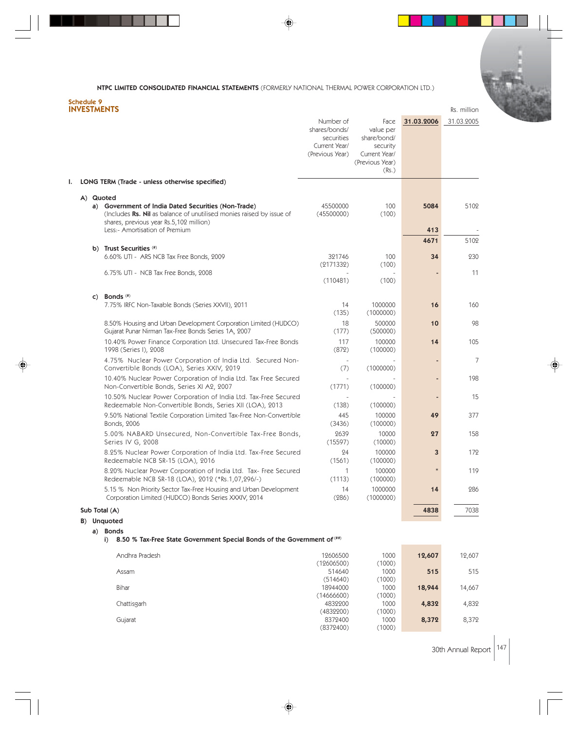**NTPC LIMITED CONSOLIDATED FINANCIAL STATEMENTS** (FORMERLY NATIONAL THERMAL POWER CORPORATION LTD.)

## Schedule 9
## INVESTMENTS

Rs. million

| | Number of shares/bonds/ securities Current Year/ (Previous Year) | Face value per share/bond/ security Current Year/ (Previous Year) (Rs.) | **31.03.2006** | 31.03.2005 |
|---|---|---|---|---|
| **I. LONG TERM (Trade - unless otherwise specified)** | | | | |
| **A) Quoted** | | | | |
| **a) Government of India Dated Securities (Non-Trade)** (Includes **Rs. Nil** as balance of unutilised monies raised by issue of shares, previous year Rs.5,102 million) | 45500000 (45500000) | 100 (100) | **5084** | 5102 |
| Less:- Amortisation of Premium | | | **413** | - |
| | | | **4671** | 5102 |
| **b) Trust Securities (#)** | | | | |
| 6.60% UTI - ARS NCB Tax Free Bonds, 2009 | 321746 (2171332) | 100 (100) | **34** | 230 |
| 6.75% UTI - NCB Tax Free Bonds, 2008 | - (110481) | - (100) | **-** | 11 |
| **c) Bonds (#)** | | | | |
| 7.75% IRFC Non-Taxable Bonds (Series XXVII), 2011 | 14 (135) | 1000000 (1000000) | **16** | 160 |
| 8.50% Housing and Urban Development Corporation Limited (HUDCO) Gujarat Punar Nirman Tax-Free Bonds Series 1A, 2007 | 18 (177) | 500000 (500000) | **10** | 98 |
| 10.40% Power Finance Corporation Ltd. Unsecured Tax-Free Bonds 1998 (Series I), 2008 | 117 (872) | 100000 (100000) | **14** | 105 |
| 4.75% Nuclear Power Corporation of India Ltd. Secured Non-Convertible Bonds (LOA), Series XXIV, 2019 | - (7) | - (1000000) | **-** | 7 |
| 10.40% Nuclear Power Corporation of India Ltd. Tax Free Secured Non-Convertible Bonds, Series XI A2, 2007 | - (1771) | - (100000) | **-** | 198 |
| 10.50% Nuclear Power Corporation of India Ltd. Tax-Free Secured Redeemable Non-Convertible Bonds, Series XII (LOA), 2013 | - (138) | - (100000) | **-** | 15 |
| 9.50% National Textile Corporation Limited Tax-Free Non-Convertible Bonds, 2006 | 445 (3436) | 100000 (100000) | **49** | 377 |
| 5.00% NABARD Unsecured, Non-Convertible Tax-Free Bonds, Series IV G, 2008 | 2639 (15597) | 10000 (10000) | **27** | 158 |
| 8.25% Nuclear Power Corporation of India Ltd. Tax-Free Secured Redeemable NCB SR-15 (LOA), 2016 | 24 (1561) | 100000 (100000) | **3** | 172 |
| 8.20% Nuclear Power Corporation of India Ltd. Tax- Free Secured Redeemable NCB SR-18 (LOA), 2012 (*Rs.1,07,296/-) | 1 (1113) | 100000 (100000) | ***** | 119 |
| 5.15 % Non Priority Sector Tax-Free Housing and Urban Development Corporation Limited (HUDCO) Bonds Series XXXIV, 2014 | 14 (286) | 1000000 (1000000) | **14** | 286 |
| **Sub Total (A)** | | | **4838** | 7038 |
| **B) Unquoted** | | | | |
| **a) Bonds** | | | | |
| **i) 8.50 % Tax-Free State Government Special Bonds of the Government of (##)** | | | | |
| Andhra Pradesh | 12606500 (12606500) | 1000 (1000) | **12,607** | 12,607 |
| Assam | 514640 (514640) | 1000 (1000) | **515** | 515 |
| Bihar | 18944000 (14666600) | 1000 (1000) | **18,944** | 14,667 |
| Chattisgarh | 4832200 (4832200) | 1000 (1000) | **4,832** | 4,832 |
| Gujarat | 8372400 (8372400) | 1000 (1000) | **8,372** | 8,372 |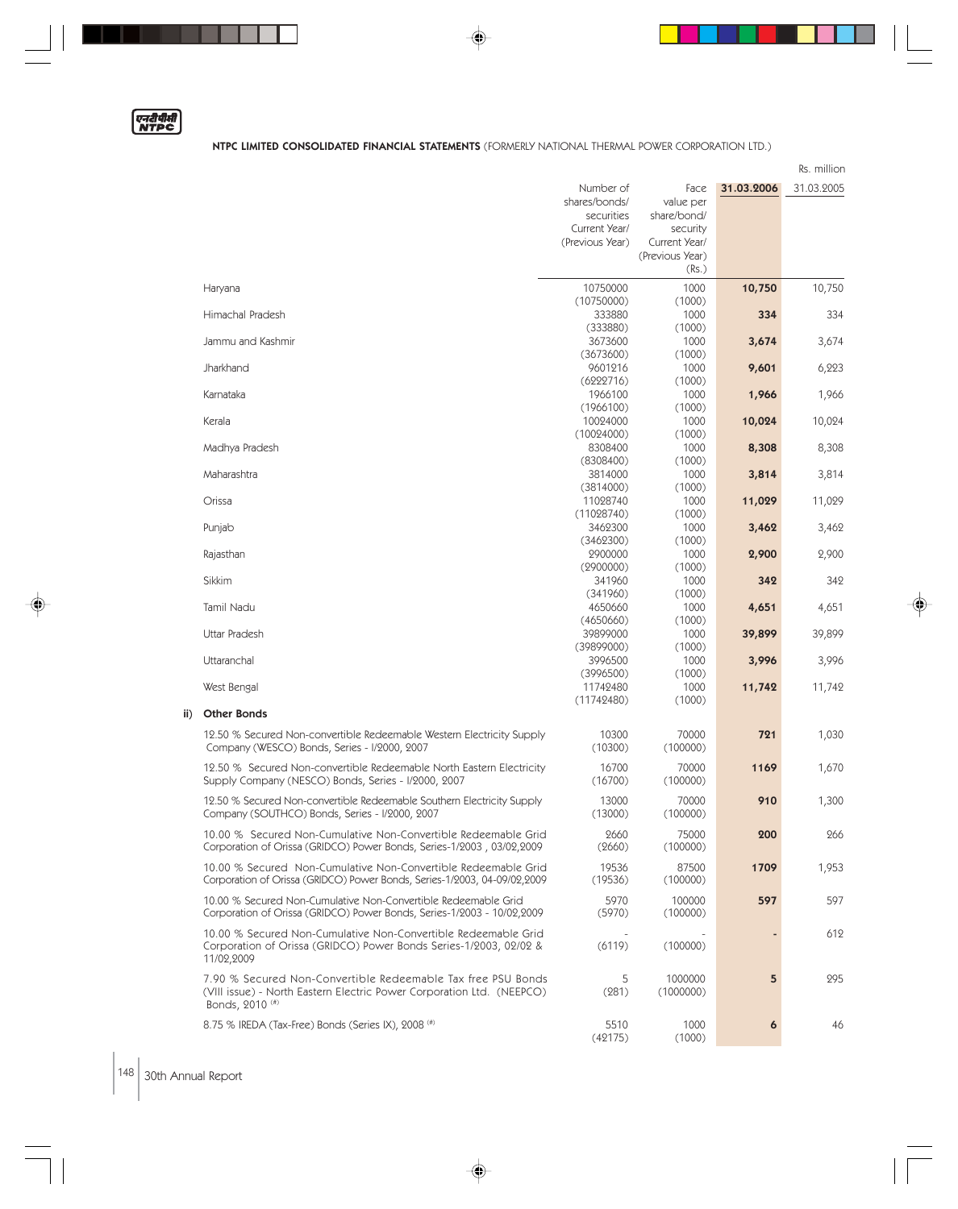**NTPC LIMITED CONSOLIDATED FINANCIAL STATEMENTS** (FORMERLY NATIONAL THERMAL POWER CORPORATION LTD.)

Rs. million

| | Number of shares/bonds/ securities Current Year/ (Previous Year) | Face value per share/bond/ security Current Year/ (Previous Year) (Rs.) | **31.03.2006** | 31.03.2005 |
|---|---|---|---|---|
| Haryana | 10750000 (10750000) | 1000 (1000) | **10,750** | 10,750 |
| Himachal Pradesh | 333880 (333880) | 1000 (1000) | **334** | 334 |
| Jammu and Kashmir | 3673600 (3673600) | 1000 (1000) | **3,674** | 3,674 |
| Jharkhand | 9601216 (6222716) | 1000 (1000) | **9,601** | 6,223 |
| Karnataka | 1966100 (1966100) | 1000 (1000) | **1,966** | 1,966 |
| Kerala | 10024000 (10024000) | 1000 (1000) | **10,024** | 10,024 |
| Madhya Pradesh | 8308400 (8308400) | 1000 (1000) | **8,308** | 8,308 |
| Maharashtra | 3814000 (3814000) | 1000 (1000) | **3,814** | 3,814 |
| Orissa | 11028740 (11028740) | 1000 (1000) | **11,029** | 11,029 |
| Punjab | 3462300 (3462300) | 1000 (1000) | **3,462** | 3,462 |
| Rajasthan | 2900000 (2900000) | 1000 (1000) | **2,900** | 2,900 |
| Sikkim | 341960 (341960) | 1000 (1000) | **342** | 342 |
| Tamil Nadu | 4650660 (4650660) | 1000 (1000) | **4,651** | 4,651 |
| Uttar Pradesh | 39899000 (39899000) | 1000 (1000) | **39,899** | 39,899 |
| Uttaranchal | 3996500 (3996500) | 1000 (1000) | **3,996** | 3,996 |
| West Bengal | 11742480 (11742480) | 1000 (1000) | **11,742** | 11,742 |
| ii) **Other Bonds** | | | | |
| 12.50 % Secured Non-convertible Redeemable Western Electricity Supply Company (WESCO) Bonds, Series - I/2000, 2007 | 10300 (10300) | 70000 (100000) | **721** | 1,030 |
| 12.50 % Secured Non-convertible Redeemable North Eastern Electricity Supply Company (NESCO) Bonds, Series - I/2000, 2007 | 16700 (16700) | 70000 (100000) | **1169** | 1,670 |
| 12.50 % Secured Non-convertible Redeemable Southern Electricity Supply Company (SOUTHCO) Bonds, Series - I/2000, 2007 | 13000 (13000) | 70000 (100000) | **910** | 1,300 |
| 10.00 % Secured Non-Cumulative Non-Convertible Redeemable Grid Corporation of Orissa (GRIDCO) Power Bonds, Series-1/2003 , 03/02,2009 | 2660 (2660) | 75000 (100000) | **200** | 266 |
| 10.00 % Secured Non-Cumulative Non-Convertible Redeemable Grid Corporation of Orissa (GRIDCO) Power Bonds, Series-1/2003, 04-09/02,2009 | 19536 (19536) | 87500 (100000) | **1709** | 1,953 |
| 10.00 % Secured Non-Cumulative Non-Convertible Redeemable Grid Corporation of Orissa (GRIDCO) Power Bonds, Series-1/2003 - 10/02,2009 | 5970 (5970) | 100000 (100000) | **597** | 597 |
| 10.00 % Secured Non-Cumulative Non-Convertible Redeemable Grid Corporation of Orissa (GRIDCO) Power Bonds Series-1/2003, 02/02 & 11/02,2009 | - (6119) | - (100000) | **-** | 612 |
| 7.90 % Secured Non-Convertible Redeemable Tax free PSU Bonds (VIII issue) - North Eastern Electric Power Corporation Ltd. (NEEPCO) Bonds, 2010 (#) | 5 (281) | 1000000 (1000000) | **5** | 295 |
| 8.75 % IREDA (Tax-Free) Bonds (Series IX), 2008 (#) | 5510 (42175) | 1000 (1000) | **6** | 46 |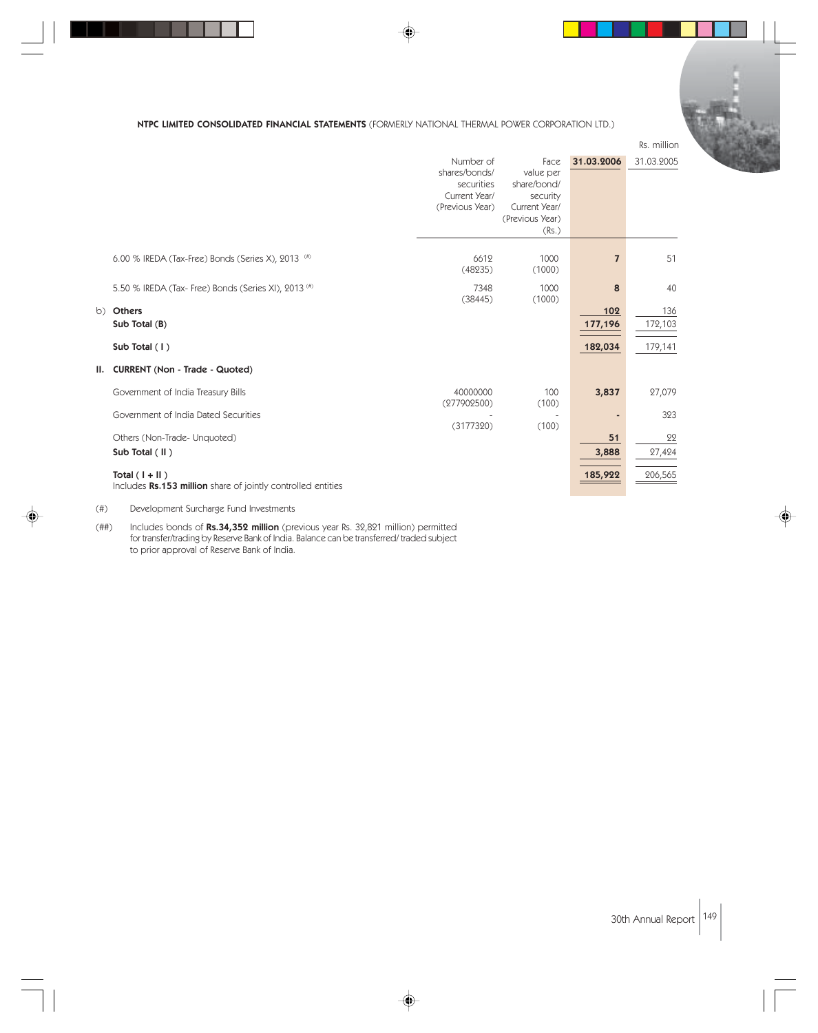**NTPC LIMITED CONSOLIDATED FINANCIAL STATEMENTS** (FORMERLY NATIONAL THERMAL POWER CORPORATION LTD.)

Rs. million

| | Number of shares/bonds/ securities Current Year/ (Previous Year) | Face value per share/bond/ security Current Year/ (Previous Year) (Rs.) | 31.03.2006 | 31.03.2005 |
|---|---|---|---|---|
| 6.00 % IREDA (Tax-Free) Bonds (Series X), 2013 (#) | 6612 (48235) | 1000 (1000) | **7** | 51 |
| 5.50 % IREDA (Tax- Free) Bonds (Series XI), 2013 (#) | 7348 (38445) | 1000 (1000) | **8** | 40 |
| b) **Others** | | | **102** | 136 |
| **Sub Total (B)** | | | **177,196** | 172,103 |
| **Sub Total ( I )** | | | **182,034** | 179,141 |
| **II. CURRENT (Non - Trade - Quoted)** | | | | |
| Government of India Treasury Bills | 40000000 (277902500) | 100 (100) | **3,837** | 27,079 |
| Government of India Dated Securities | - (3177320) | - (100) | **-** | 323 |
| Others (Non-Trade- Unquoted) | | | **51** | 22 |
| **Sub Total ( II )** | | | **3,888** | 27,424 |
| **Total ( I + II )** | | | **185,922** | 206,565 |
| Includes **Rs.153 million** share of jointly controlled entities | | | | |

(#) Development Surcharge Fund Investments

(##) Includes bonds of **Rs.34,352 million** (previous year Rs. 32,821 million) permitted for transfer/trading by Reserve Bank of India. Balance can be transferred/ traded subject to prior approval of Reserve Bank of India.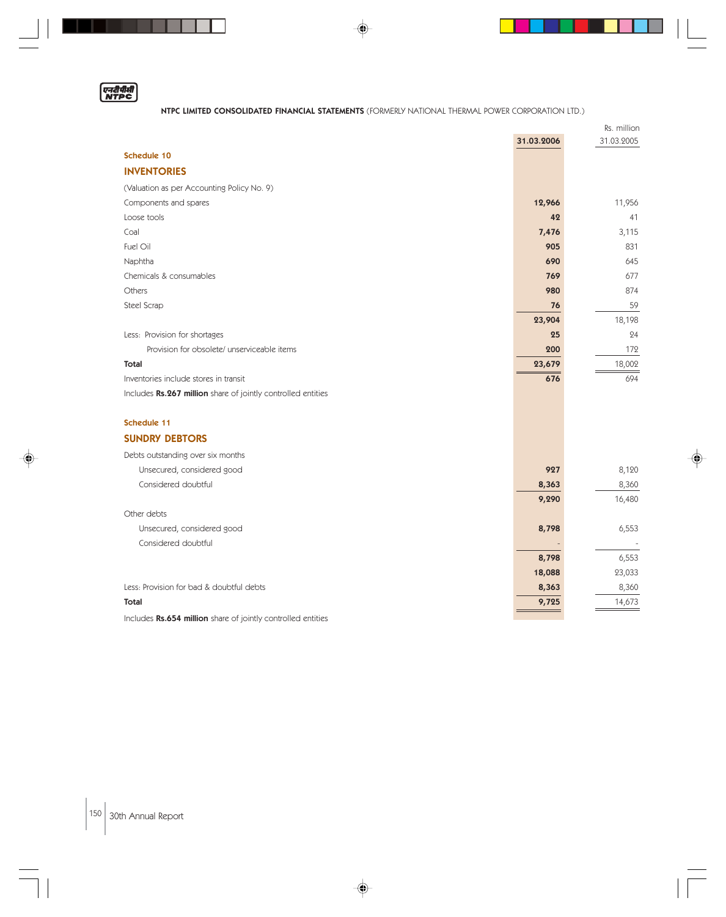**NTPC LIMITED CONSOLIDATED FINANCIAL STATEMENTS** (FORMERLY NATIONAL THERMAL POWER CORPORATION LTD.)

Rs. million

| | 31.03.2006 | 31.03.2005 |
|---|---|---|
| **Schedule 10** | | |
| **INVENTORIES** | | |
| (Valuation as per Accounting Policy No. 9) | | |
| Components and spares | **12,966** | 11,956 |
| Loose tools | **42** | 41 |
| Coal | **7,476** | 3,115 |
| Fuel Oil | **905** | 831 |
| Naphtha | **690** | 645 |
| Chemicals & consumables | **769** | 677 |
| Others | **980** | 874 |
| Steel Scrap | **76** | 59 |
| | **23,904** | 18,198 |
| Less: Provision for shortages | **25** | 24 |
| Provision for obsolete/ unserviceable items | **200** | 172 |
| **Total** | **23,679** | 18,002 |
| Inventories include stores in transit | **676** | 694 |
| Includes **Rs.267 million** share of jointly controlled entities | | |

| | 31.03.2006 | 31.03.2005 |
|---|---|---|
| **Schedule 11** | | |
| **SUNDRY DEBTORS** | | |
| Debts outstanding over six months | | |
| Unsecured, considered good | **927** | 8,120 |
| Considered doubtful | **8,363** | 8,360 |
| | **9,290** | 16,480 |
| Other debts | | |
| Unsecured, considered good | **8,798** | 6,553 |
| Considered doubtful | - | - |
| | **8,798** | 6,553 |
| | **18,088** | 23,033 |
| Less: Provision for bad & doubtful debts | **8,363** | 8,360 |
| **Total** | **9,725** | 14,673 |
| Includes **Rs.654 million** share of jointly controlled entities | | |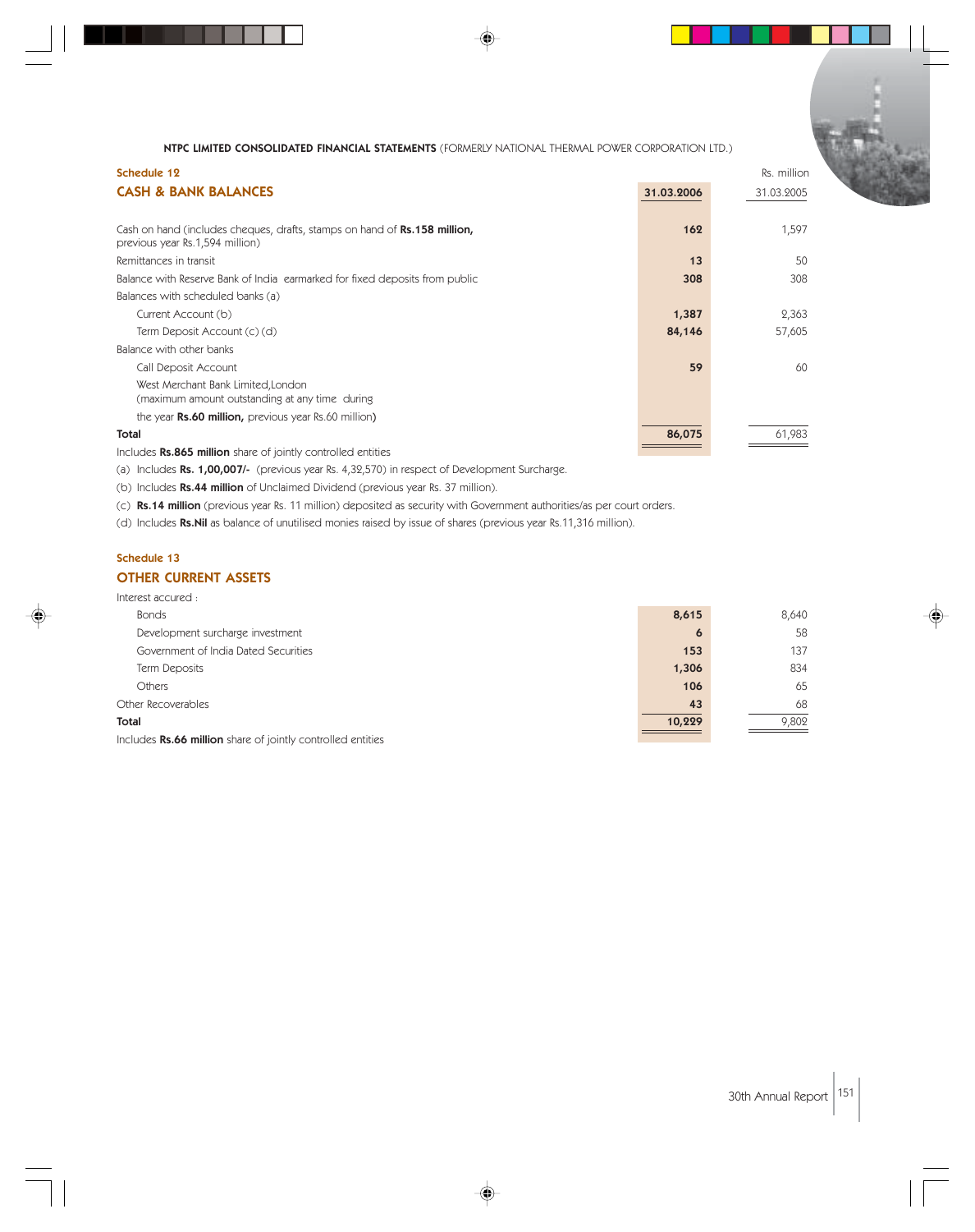**NTPC LIMITED CONSOLIDATED FINANCIAL STATEMENTS** (FORMERLY NATIONAL THERMAL POWER CORPORATION LTD.)

## Schedule 12

## CASH & BANK BALANCES

Rs. million

| | 31.03.2006 | 31.03.2005 |
|---|---|---|
| Cash on hand (includes cheques, drafts, stamps on hand of **Rs.158 million,** previous year Rs.1,594 million) | **162** | 1,597 |
| Remittances in transit | **13** | 50 |
| Balance with Reserve Bank of India earmarked for fixed deposits from public | **308** | 308 |
| Balances with scheduled banks (a) | | |
| Current Account (b) | **1,387** | 2,363 |
| Term Deposit Account (c) (d) | **84,146** | 57,605 |
| Balance with other banks | | |
| Call Deposit Account | **59** | 60 |
| West Merchant Bank Limited,London (maximum amount outstanding at any time during the year **Rs.60 million,** previous year Rs.60 million) | | |
| **Total** | **86,075** | 61,983 |

Includes **Rs.865 million** share of jointly controlled entities

(a) Includes **Rs. 1,00,007/-** (previous year Rs. 4,32,570) in respect of Development Surcharge.

(b) Includes **Rs.44 million** of Unclaimed Dividend (previous year Rs. 37 million).

(c) **Rs.14 million** (previous year Rs. 11 million) deposited as security with Government authorities/as per court orders.

(d) Includes **Rs.Nil** as balance of unutilised monies raised by issue of shares (previous year Rs.11,316 million).

## Schedule 13

## OTHER CURRENT ASSETS

| | 31.03.2006 | 31.03.2005 |
|---|---|---|
| Interest accured : | | |
| Bonds | **8,615** | 8,640 |
| Development surcharge investment | **6** | 58 |
| Government of India Dated Securities | **153** | 137 |
| Term Deposits | **1,306** | 834 |
| Others | **106** | 65 |
| Other Recoverables | **43** | 68 |
| **Total** | **10,229** | 9,802 |

Includes **Rs.66 million** share of jointly controlled entities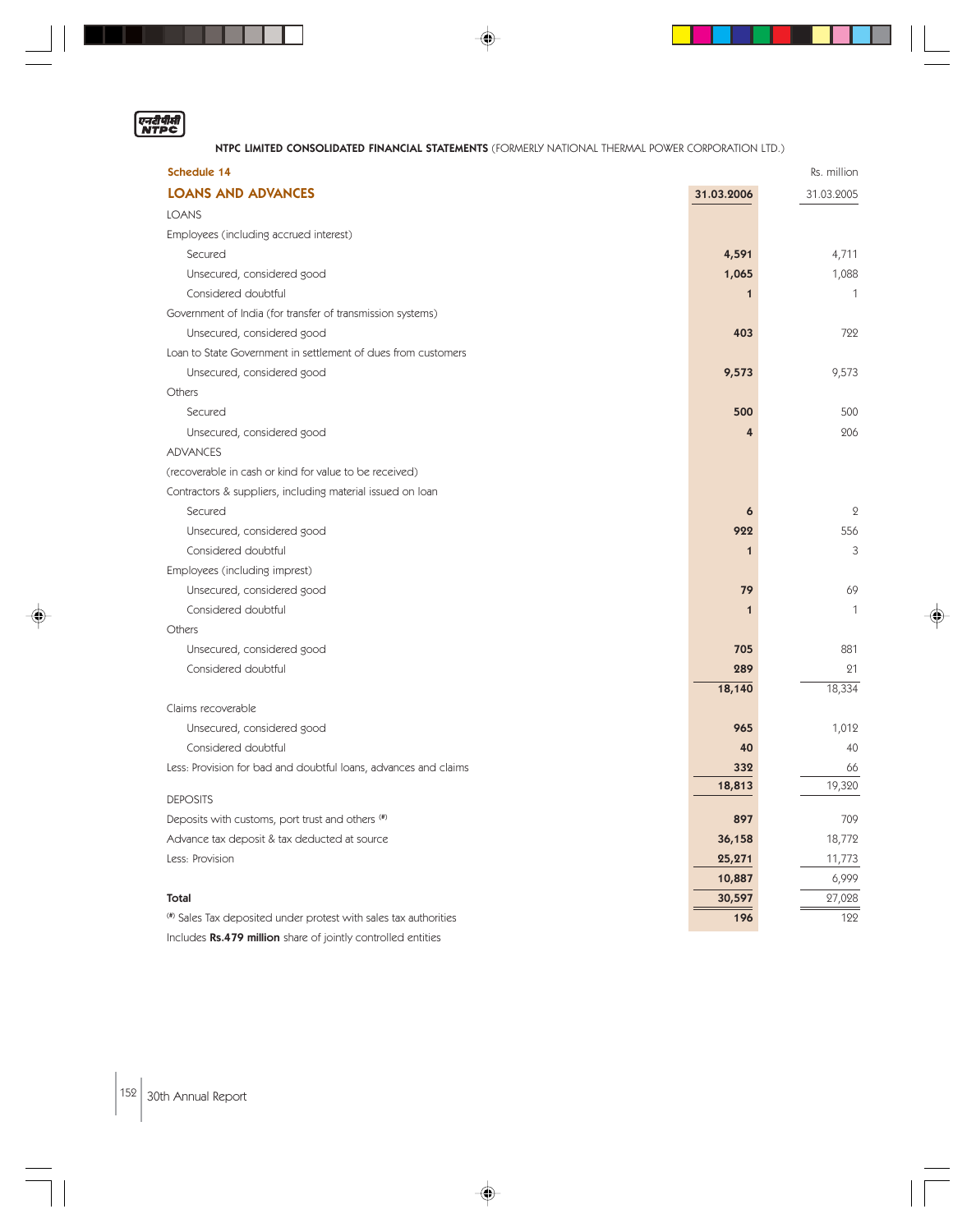**NTPC LIMITED CONSOLIDATED FINANCIAL STATEMENTS** (FORMERLY NATIONAL THERMAL POWER CORPORATION LTD.)

**Schedule 14**

## LOANS AND ADVANCES

Rs. million

| | 31.03.2006 | 31.03.2005 |
|---|---|---|
| LOANS | | |
| Employees (including accrued interest) | | |
| Secured | **4,591** | 4,711 |
| Unsecured, considered good | **1,065** | 1,088 |
| Considered doubtful | **1** | 1 |
| Government of India (for transfer of transmission systems) | | |
| Unsecured, considered good | **403** | 722 |
| Loan to State Government in settlement of dues from customers | | |
| Unsecured, considered good | **9,573** | 9,573 |
| Others | | |
| Secured | **500** | 500 |
| Unsecured, considered good | **4** | 206 |
| ADVANCES | | |
| (recoverable in cash or kind for value to be received) | | |
| Contractors & suppliers, including material issued on loan | | |
| Secured | **6** | 2 |
| Unsecured, considered good | **922** | 556 |
| Considered doubtful | **1** | 3 |
| Employees (including imprest) | | |
| Unsecured, considered good | **79** | 69 |
| Considered doubtful | **1** | 1 |
| Others | | |
| Unsecured, considered good | **705** | 881 |
| Considered doubtful | **289** | 21 |
| | **18,140** | 18,334 |
| Claims recoverable | | |
| Unsecured, considered good | **965** | 1,012 |
| Considered doubtful | **40** | 40 |
| Less: Provision for bad and doubtful loans, advances and claims | **332** | 66 |
| | **18,813** | 19,320 |
| DEPOSITS | | |
| Deposits with customs, port trust and others (#) | **897** | 709 |
| Advance tax deposit & tax deducted at source | **36,158** | 18,772 |
| Less: Provision | **25,271** | 11,773 |
| | **10,887** | 6,999 |
| **Total** | **30,597** | 27,028 |
| (#) Sales Tax deposited under protest with sales tax authorities | **196** | 122 |

Includes **Rs.479 million** share of jointly controlled entities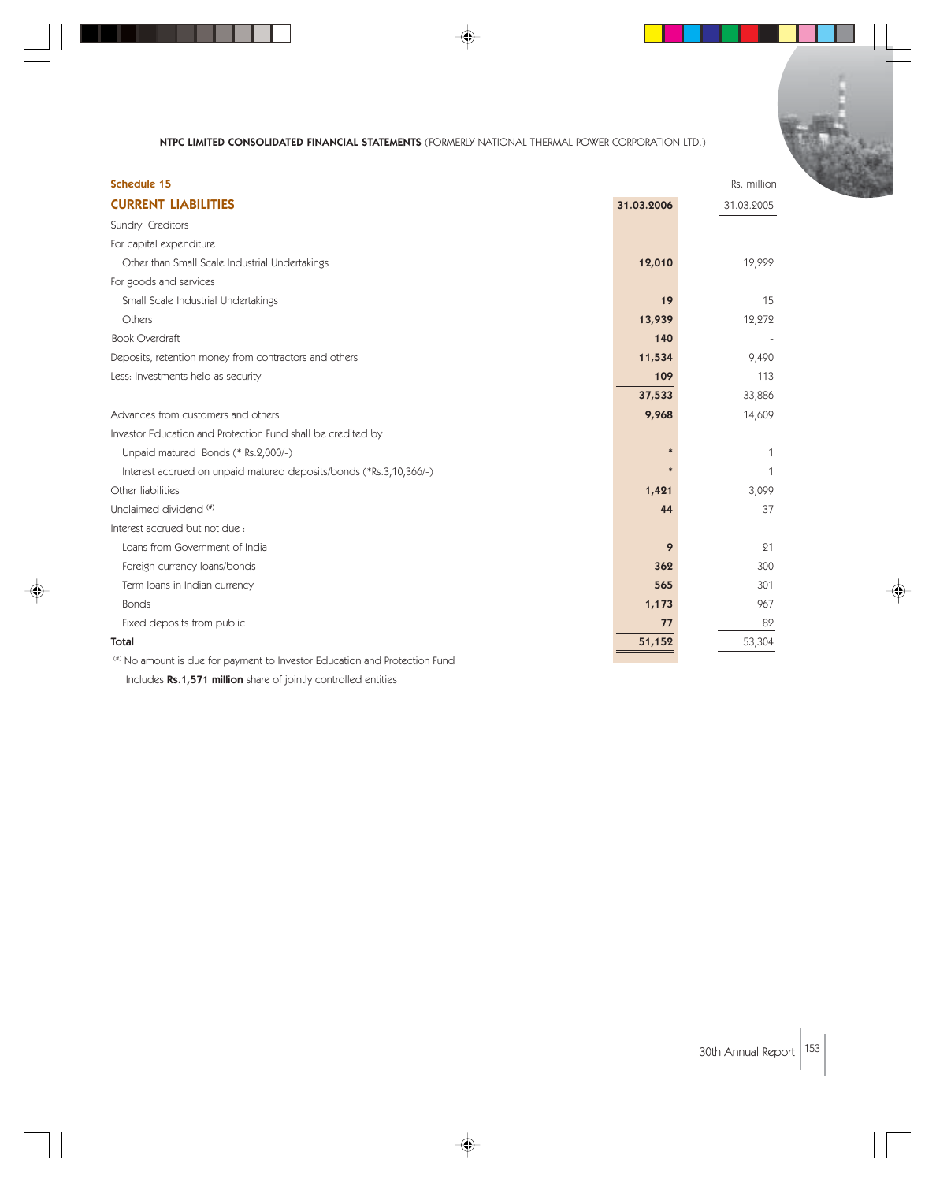**NTPC LIMITED CONSOLIDATED FINANCIAL STATEMENTS** (FORMERLY NATIONAL THERMAL POWER CORPORATION LTD.)

**Schedule 15**

## CURRENT LIABILITIES

Rs. million

| | 31.03.2006 | 31.03.2005 |
|---|---|---|
| Sundry Creditors | | |
| For capital expenditure | | |
| Other than Small Scale Industrial Undertakings | **12,010** | 12,222 |
| For goods and services | | |
| Small Scale Industrial Undertakings | **19** | 15 |
| Others | **13,939** | 12,272 |
| Book Overdraft | **140** | - |
| Deposits, retention money from contractors and others | **11,534** | 9,490 |
| Less: Investments held as security | **109** | 113 |
| | **37,533** | 33,886 |
| Advances from customers and others | **9,968** | 14,609 |
| Investor Education and Protection Fund shall be credited by | | |
| Unpaid matured Bonds (* Rs.2,000/-) | * | 1 |
| Interest accrued on unpaid matured deposits/bonds (*Rs.3,10,366/-) | * | 1 |
| Other liabilities | **1,421** | 3,099 |
| Unclaimed dividend [#] | **44** | 37 |
| Interest accrued but not due : | | |
| Loans from Government of India | **9** | 21 |
| Foreign currency loans/bonds | **362** | 300 |
| Term loans in Indian currency | **565** | 301 |
| Bonds | **1,173** | 967 |
| Fixed deposits from public | **77** | 82 |
| **Total** | **51,152** | 53,304 |

[#] No amount is due for payment to Investor Education and Protection Fund

Includes **Rs.1,571 million** share of jointly controlled entities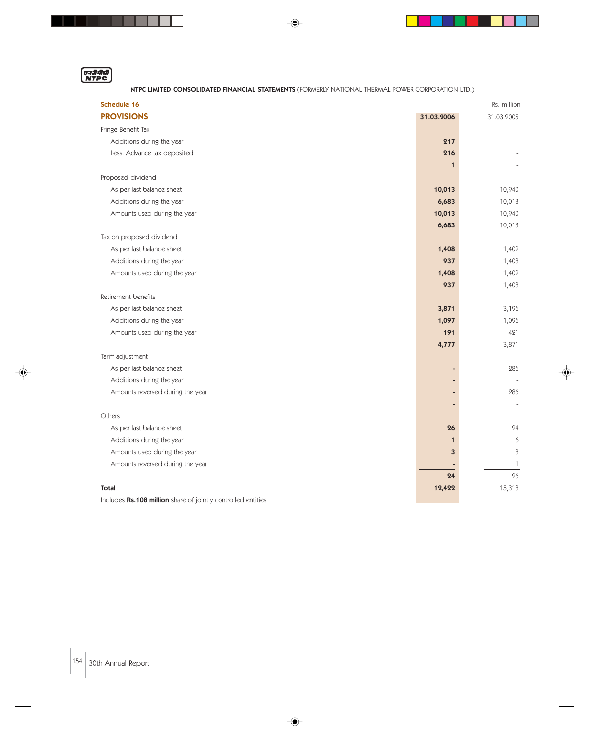**NTPC LIMITED CONSOLIDATED FINANCIAL STATEMENTS** (FORMERLY NATIONAL THERMAL POWER CORPORATION LTD.)

**Schedule 16**

## PROVISIONS

Rs. million

| | 31.03.2006 | 31.03.2005 |
|---|---|---|
| Fringe Benefit Tax | | |
| Additions during the year | **217** | - |
| Less: Advance tax deposited | **216** | - |
| | **1** | - |
| Proposed dividend | | |
| As per last balance sheet | **10,013** | 10,940 |
| Additions during the year | **6,683** | 10,013 |
| Amounts used during the year | **10,013** | 10,940 |
| | **6,683** | 10,013 |
| Tax on proposed dividend | | |
| As per last balance sheet | **1,408** | 1,402 |
| Additions during the year | **937** | 1,408 |
| Amounts used during the year | **1,408** | 1,402 |
| | **937** | 1,408 |
| Retirement benefits | | |
| As per last balance sheet | **3,871** | 3,196 |
| Additions during the year | **1,097** | 1,096 |
| Amounts used during the year | **191** | 421 |
| | **4,777** | 3,871 |
| Tariff adjustment | | |
| As per last balance sheet | **-** | 286 |
| Additions during the year | **-** | - |
| Amounts reversed during the year | **-** | 286 |
| | **-** | - |
| Others | | |
| As per last balance sheet | **26** | 24 |
| Additions during the year | **1** | 6 |
| Amounts used during the year | **3** | 3 |
| Amounts reversed during the year | **-** | 1 |
| | **24** | 26 |
| **Total** | **12,422** | 15,318 |

Includes **Rs.108 million** share of jointly controlled entities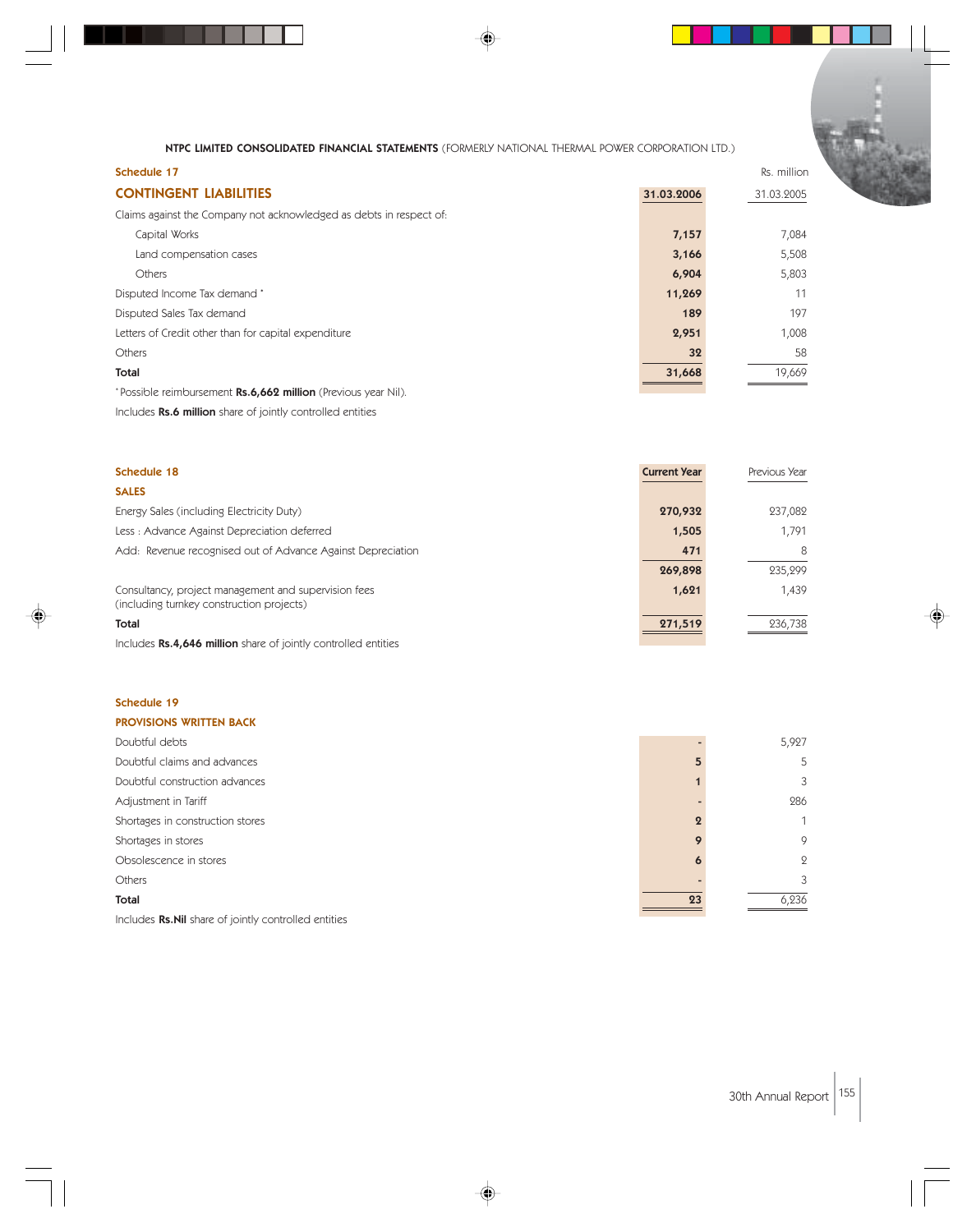**NTPC LIMITED CONSOLIDATED FINANCIAL STATEMENTS** (FORMERLY NATIONAL THERMAL POWER CORPORATION LTD.)

### Schedule 17

## CONTINGENT LIABILITIES

Rs. million

| | 31.03.2006 | 31.03.2005 |
|---|---|---|
| Claims against the Company not acknowledged as debts in respect of: | | |
| Capital Works | **7,157** | 7,084 |
| Land compensation cases | **3,166** | 5,508 |
| Others | **6,904** | 5,803 |
| Disputed Income Tax demand * | **11,269** | 11 |
| Disputed Sales Tax demand | **189** | 197 |
| Letters of Credit other than for capital expenditure | **2,951** | 1,008 |
| Others | **32** | 58 |
| **Total** | **31,668** | 19,669 |

*Possible reimbursement **Rs.6,662 million** (Previous year Nil).

Includes **Rs.6 million** share of jointly controlled entities

### Schedule 18

### SALES

| | Current Year | Previous Year |
|---|---|---|
| Energy Sales (including Electricity Duty) | **270,932** | 237,082 |
| Less : Advance Against Depreciation deferred | **1,505** | 1,791 |
| Add: Revenue recognised out of Advance Against Depreciation | **471** | 8 |
| | **269,898** | 235,299 |
| Consultancy, project management and supervision fees (including turnkey construction projects) | **1,621** | 1,439 |
| **Total** | **271,519** | 236,738 |

Includes **Rs.4,646 million** share of jointly controlled entities

### Schedule 19

### PROVISIONS WRITTEN BACK

| | Current Year | Previous Year |
|---|---|---|
| Doubtful debts | **-** | 5,927 |
| Doubtful claims and advances | **5** | 5 |
| Doubtful construction advances | **1** | 3 |
| Adjustment in Tariff | **-** | 286 |
| Shortages in construction stores | **2** | 1 |
| Shortages in stores | **9** | 9 |
| Obsolescence in stores | **6** | 2 |
| Others | **-** | 3 |
| **Total** | **23** | 6,236 |

Includes **Rs.Nil** share of jointly controlled entities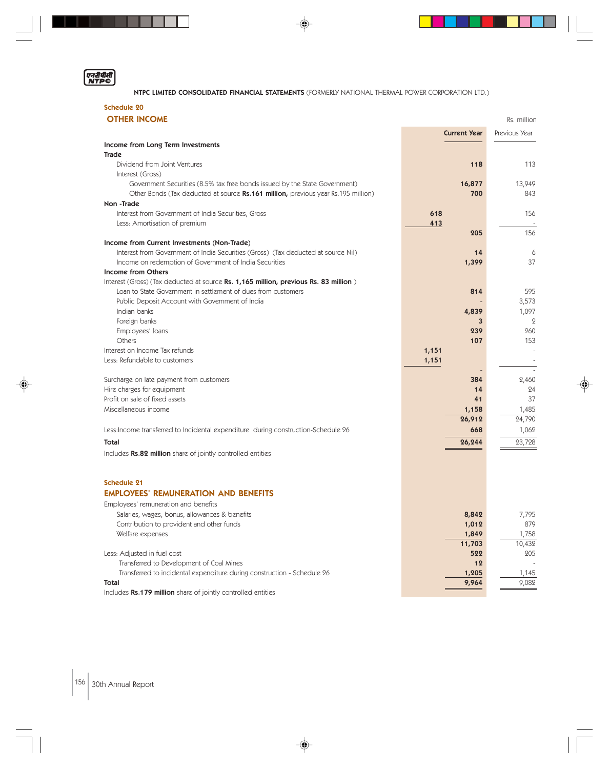NTPC LIMITED CONSOLIDATED FINANCIAL STATEMENTS (FORMERLY NATIONAL THERMAL POWER CORPORATION LTD.)

## Schedule 20

### OTHER INCOME

Rs. million

| | | Current Year | Previous Year |
|---|---|---|---|
| **Income from Long Term Investments** | | | |
| **Trade** | | | |
| Dividend from Joint Ventures | | **118** | 113 |
| Interest (Gross) | | | |
| Government Securities (8.5% tax free bonds issued by the State Government) | | **16,877** | 13,949 |
| Other Bonds (Tax deducted at source **Rs.161 million,** previous year Rs.195 million) | | **700** | 843 |
| **Non -Trade** | | | |
| Interest from Government of India Securities, Gross | **618** | | 156 |
| Less: Amortisation of premium | **413** | | - |
| | | **205** | 156 |
| **Income from Current Investments (Non-Trade)** | | | |
| Interest from Government of India Securities (Gross) (Tax deducted at source Nil) | | **14** | 6 |
| Income on redemption of Government of India Securities | | **1,399** | 37 |
| **Income from Others** | | | |
| Interest (Gross) (Tax deducted at source **Rs. 1,165 million, previous Rs. 83 million** ) | | | |
| Loan to State Government in settlement of dues from customers | | **814** | 595 |
| Public Deposit Account with Government of India | | - | 3,573 |
| Indian banks | | **4,839** | 1,097 |
| Foreign banks | | **3** | 2 |
| Employees' loans | | **239** | 260 |
| Others | | **107** | 153 |
| Interest on Income Tax refunds | **1,151** | | - |
| Less: Refundable to customers | **1,151** | | - |
| | | - | - |
| Surcharge on late payment from customers | | **384** | 2,460 |
| Hire charges for equipment | | **14** | 24 |
| Profit on sale of fixed assets | | **41** | 37 |
| Miscellaneous income | | **1,158** | 1,485 |
| | | **26,912** | 24,790 |
| Less:Income transferred to Incidental expenditure during construction-Schedule 26 | | **668** | 1,062 |
| **Total** | | **26,244** | 23,728 |

Includes **Rs.82 million** share of jointly controlled entities

## Schedule 21

### EMPLOYEES' REMUNERATION AND BENEFITS

| | Current Year | Previous Year |
|---|---|---|
| Employees' remuneration and benefits | | |
| Salaries, wages, bonus, allowances & benefits | **8,842** | 7,795 |
| Contribution to provident and other funds | **1,012** | 879 |
| Welfare expenses | **1,849** | 1,758 |
| | **11,703** | 10,432 |
| Less: Adjusted in fuel cost | **522** | 205 |
| Transferred to Development of Coal Mines | **12** | - |
| Transferred to incidental expenditure during construction - Schedule 26 | **1,205** | 1,145 |
| **Total** | **9,964** | 9,082 |

Includes **Rs.179 million** share of jointly controlled entities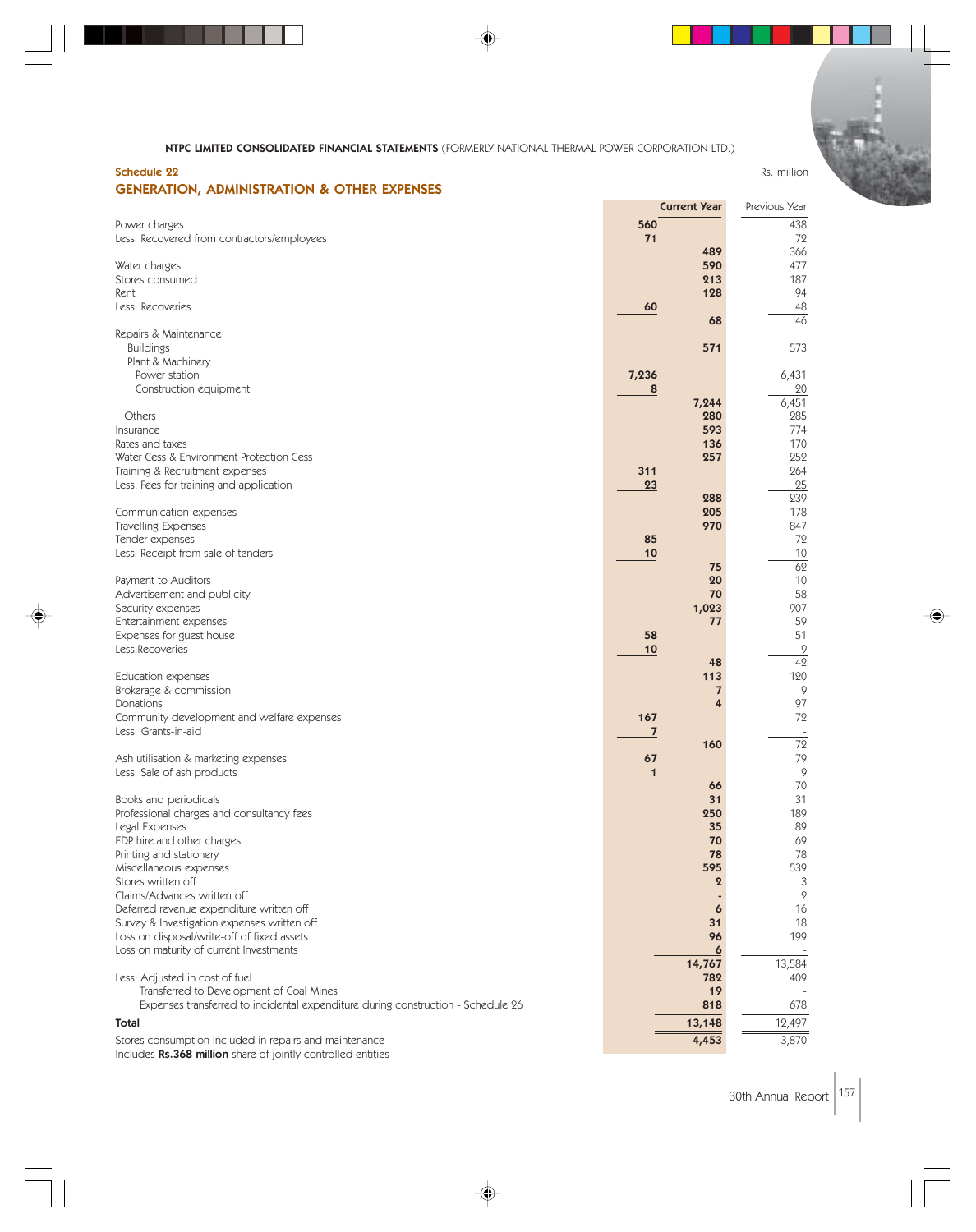**NTPC LIMITED CONSOLIDATED FINANCIAL STATEMENTS** (FORMERLY NATIONAL THERMAL POWER CORPORATION LTD.)

## Schedule 22
## GENERATION, ADMINISTRATION & OTHER EXPENSES

Rs. million

| | | Current Year | Previous Year |
|---|---|---|---|
| Power charges | 560 | | 438 |
| Less: Recovered from contractors/employees | 71 | | 72 |
| | | 489 | 366 |
| Water charges | | 590 | 477 |
| Stores consumed | | 213 | 187 |
| Rent | | 128 | 94 |
| Less: Recoveries | 60 | | 48 |
| | | 68 | 46 |
| Repairs & Maintenance | | | |
| Buildings | | 571 | 573 |
| Plant & Machinery | | | |
| Power station | 7,236 | | 6,431 |
| Construction equipment | 8 | | 20 |
| | | 7,244 | 6,451 |
| Others | | 280 | 285 |
| Insurance | | 593 | 774 |
| Rates and taxes | | 136 | 170 |
| Water Cess & Environment Protection Cess | | 257 | 252 |
| Training & Recruitment expenses | 311 | | 264 |
| Less: Fees for training and application | 23 | | 25 |
| | | 288 | 239 |
| Communication expenses | | 205 | 178 |
| Travelling Expenses | | 970 | 847 |
| Tender expenses | 85 | | 72 |
| Less: Receipt from sale of tenders | 10 | | 10 |
| | | 75 | 62 |
| Payment to Auditors | | 20 | 10 |
| Advertisement and publicity | | 70 | 58 |
| Security expenses | | 1,023 | 907 |
| Entertainment expenses | | 77 | 59 |
| Expenses for guest house | 58 | | 51 |
| Less:Recoveries | 10 | | 9 |
| | | 48 | 42 |
| Education expenses | | 113 | 120 |
| Brokerage & commission | | 7 | 9 |
| Donations | | 4 | 97 |
| Community development and welfare expenses | 167 | | 72 |
| Less: Grants-in-aid | 7 | | - |
| | | 160 | 72 |
| Ash utilisation & marketing expenses | 67 | | 79 |
| Less: Sale of ash products | 1 | | 9 |
| | | 66 | 70 |
| Books and periodicals | | 31 | 31 |
| Professional charges and consultancy fees | | 250 | 189 |
| Legal Expenses | | 35 | 89 |
| EDP hire and other charges | | 70 | 69 |
| Printing and stationery | | 78 | 78 |
| Miscellaneous expenses | | 595 | 539 |
| Stores written off | | 2 | 3 |
| Claims/Advances written off | | - | 2 |
| Deferred revenue expenditure written off | | 6 | 16 |
| Survey & Investigation expenses written off | | 31 | 18 |
| Loss on disposal/write-off of fixed assets | | 96 | 199 |
| Loss on maturity of current Investments | | 6 | - |
| | | 14,767 | 13,584 |
| Less: Adjusted in cost of fuel | | 782 | 409 |
| Transferred to Development of Coal Mines | | 19 | - |
| Expenses transferred to incidental expenditure during construction - Schedule 26 | | 818 | 678 |
| **Total** | | **13,148** | 12,497 |
| Stores consumption included in repairs and maintenance | | 4,453 | 3,870 |

Includes **Rs.368 million** share of jointly controlled entities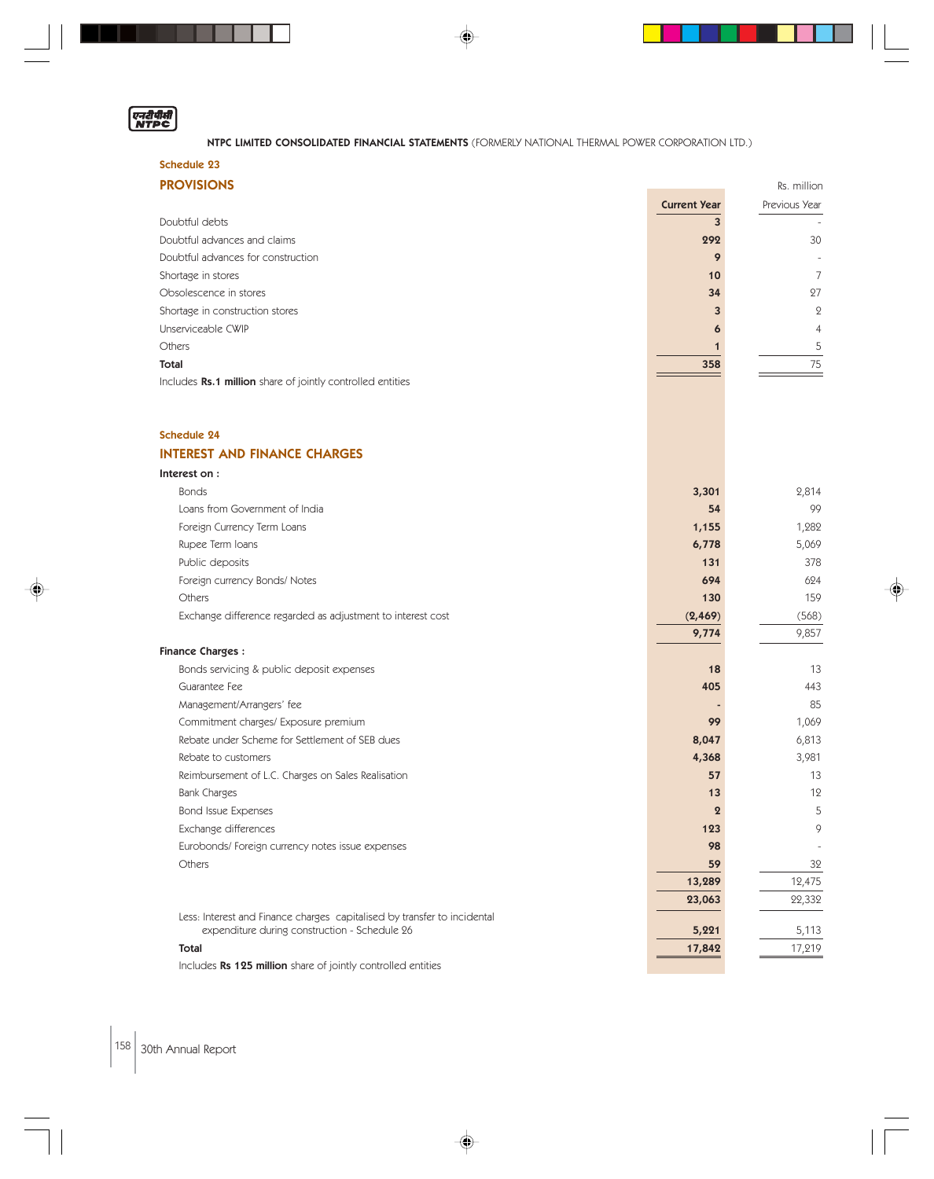NTPC LIMITED CONSOLIDATED FINANCIAL STATEMENTS (FORMERLY NATIONAL THERMAL POWER CORPORATION LTD.)

## Schedule 23

## PROVISIONS

Rs. million

| | Current Year | Previous Year |
|---|---|---|
| Doubtful debts | **3** | - |
| Doubtful advances and claims | **292** | 30 |
| Doubtful advances for construction | **9** | - |
| Shortage in stores | **10** | 7 |
| Obsolescence in stores | **34** | 27 |
| Shortage in construction stores | **3** | 2 |
| Unserviceable CWIP | **6** | 4 |
| Others | **1** | 5 |
| **Total** | **358** | 75 |

Includes **Rs.1 million** share of jointly controlled entities

## Schedule 24

## INTEREST AND FINANCE CHARGES

| | Current Year | Previous Year |
|---|---|---|
| **Interest on :** | | |
| Bonds | **3,301** | 2,814 |
| Loans from Government of India | **54** | 99 |
| Foreign Currency Term Loans | **1,155** | 1,282 |
| Rupee Term loans | **6,778** | 5,069 |
| Public deposits | **131** | 378 |
| Foreign currency Bonds/ Notes | **694** | 624 |
| Others | **130** | 159 |
| Exchange difference regarded as adjustment to interest cost | **(2,469)** | (568) |
| | **9,774** | 9,857 |
| **Finance Charges :** | | |
| Bonds servicing & public deposit expenses | **18** | 13 |
| Guarantee Fee | **405** | 443 |
| Management/Arrangers' fee | **-** | 85 |
| Commitment charges/ Exposure premium | **99** | 1,069 |
| Rebate under Scheme for Settlement of SEB dues | **8,047** | 6,813 |
| Rebate to customers | **4,368** | 3,981 |
| Reimbursement of L.C. Charges on Sales Realisation | **57** | 13 |
| Bank Charges | **13** | 12 |
| Bond Issue Expenses | **2** | 5 |
| Exchange differences | **123** | 9 |
| Eurobonds/ Foreign currency notes issue expenses | **98** | - |
| Others | **59** | 32 |
| | **13,289** | 12,475 |
| | **23,063** | 22,332 |
| Less: Interest and Finance charges capitalised by transfer to incidental expenditure during construction - Schedule 26 | **5,221** | 5,113 |
| **Total** | **17,842** | 17,219 |

Includes **Rs 125 million** share of jointly controlled entities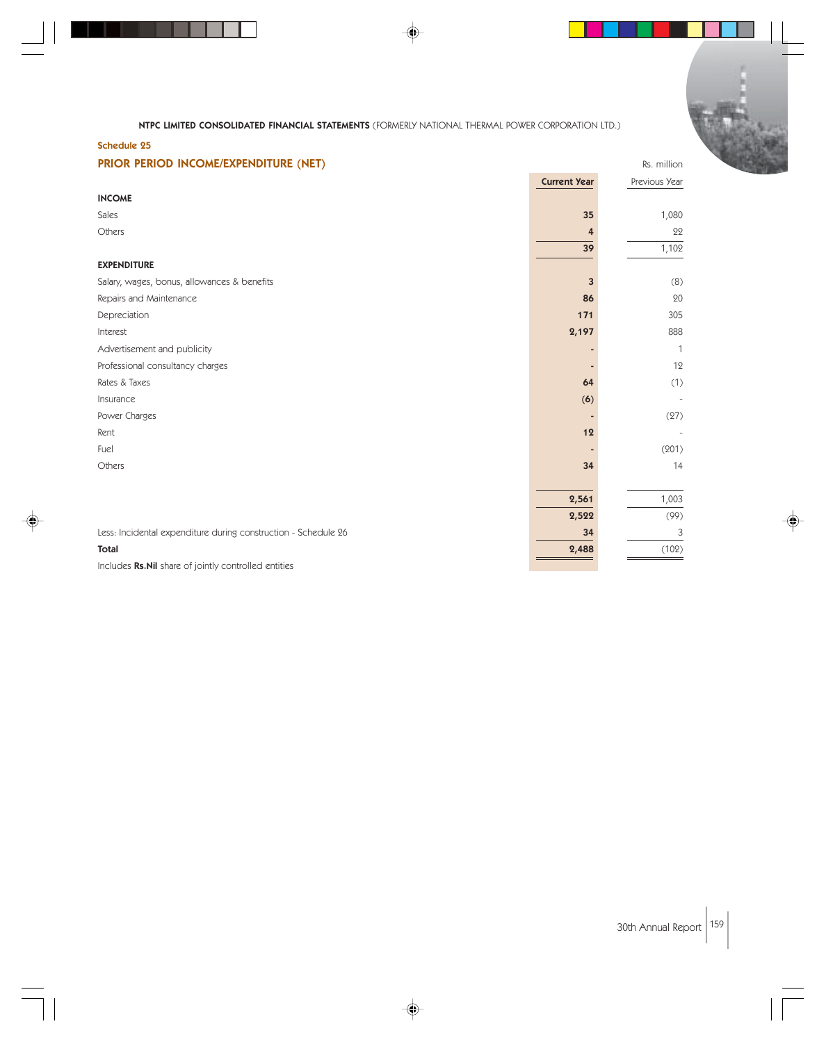NTPC LIMITED CONSOLIDATED FINANCIAL STATEMENTS (FORMERLY NATIONAL THERMAL POWER CORPORATION LTD.)

## Schedule 25

## PRIOR PERIOD INCOME/EXPENDITURE (NET)

Rs. million

| | Current Year | Previous Year |
|---|---|---|
| **INCOME** | | |
| Sales | **35** | 1,080 |
| Others | **4** | 22 |
| | **39** | 1,102 |
| **EXPENDITURE** | | |
| Salary, wages, bonus, allowances & benefits | **3** | (8) |
| Repairs and Maintenance | **86** | 20 |
| Depreciation | **171** | 305 |
| Interest | **2,197** | 888 |
| Advertisement and publicity | **-** | 1 |
| Professional consultancy charges | **-** | 12 |
| Rates & Taxes | **64** | (1) |
| Insurance | **(6)** | - |
| Power Charges | **-** | (27) |
| Rent | **12** | - |
| Fuel | **-** | (201) |
| Others | **34** | 14 |
| | **2,561** | 1,003 |
| | **2,522** | (99) |
| Less: Incidental expenditure during construction - Schedule 26 | **34** | 3 |
| **Total** | **2,488** | (102) |

Includes **Rs.Nil** share of jointly controlled entities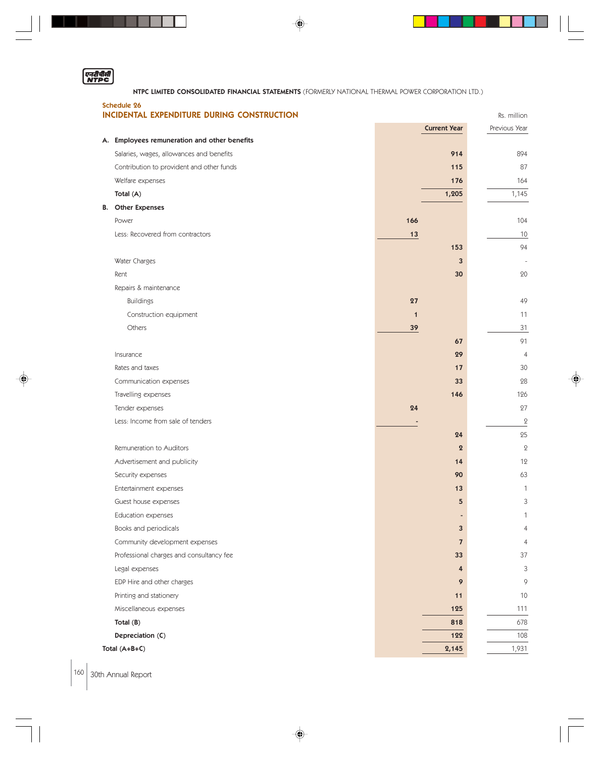NTPC LIMITED CONSOLIDATED FINANCIAL STATEMENTS (FORMERLY NATIONAL THERMAL POWER CORPORATION LTD.)

## Schedule 26
## INCIDENTAL EXPENDITURE DURING CONSTRUCTION

Rs. million

| | | Current Year | Previous Year |
|---|---|---|---|
| **A. Employees remuneration and other benefits** | | | |
| Salaries, wages, allowances and benefits | | **914** | 894 |
| Contribution to provident and other funds | | **115** | 87 |
| Welfare expenses | | **176** | 164 |
| **Total (A)** | | **1,205** | 1,145 |
| **B. Other Expenses** | | | |
| Power | **166** | | 104 |
| Less: Recovered from contractors | **13** | | 10 |
| | | **153** | 94 |
| Water Charges | | **3** | - |
| Rent | | **30** | 20 |
| Repairs & maintenance | | | |
| Buildings | **27** | | 49 |
| Construction equipment | **1** | | 11 |
| Others | **39** | | 31 |
| | | **67** | 91 |
| Insurance | | **29** | 4 |
| Rates and taxes | | **17** | 30 |
| Communication expenses | | **33** | 28 |
| Travelling expenses | | **146** | 126 |
| Tender expenses | **24** | | 27 |
| Less: Income from sale of tenders | **-** | | 2 |
| | | **24** | 25 |
| Remuneration to Auditors | | **2** | 2 |
| Advertisement and publicity | | **14** | 12 |
| Security expenses | | **90** | 63 |
| Entertainment expenses | | **13** | 1 |
| Guest house expenses | | **5** | 3 |
| Education expenses | | **-** | 1 |
| Books and periodicals | | **3** | 4 |
| Community development expenses | | **7** | 4 |
| Professional charges and consultancy fee | | **33** | 37 |
| Legal expenses | | **4** | 3 |
| EDP Hire and other charges | | **9** | 9 |
| Printing and stationery | | **11** | 10 |
| Miscellaneous expenses | | **125** | 111 |
| **Total (B)** | | **818** | 678 |
| **Depreciation (C)** | | **122** | 108 |
| **Total (A+B+C)** | | **2,145** | 1,931 |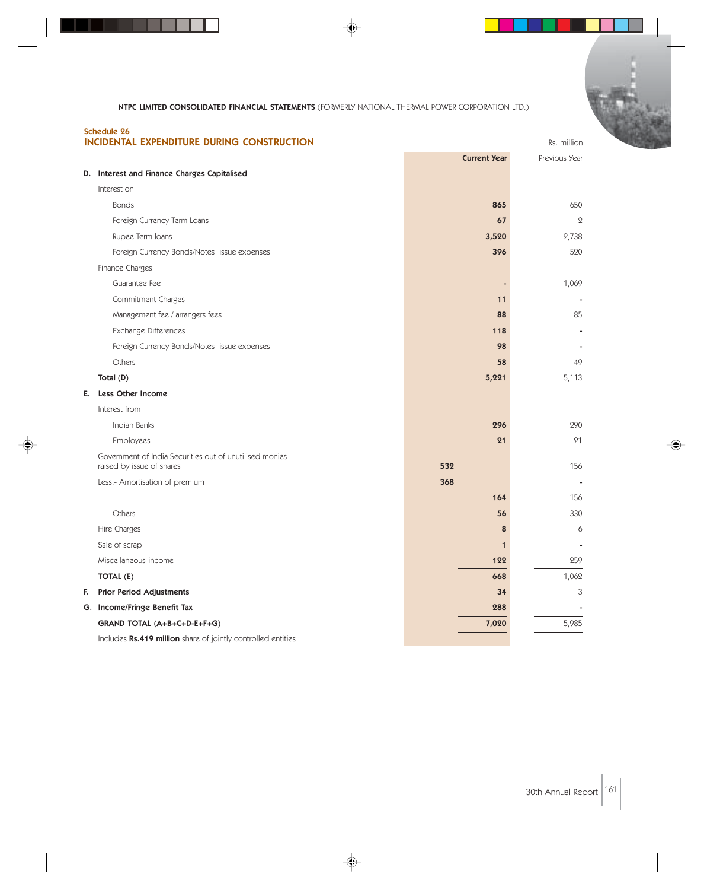NTPC LIMITED CONSOLIDATED FINANCIAL STATEMENTS (FORMERLY NATIONAL THERMAL POWER CORPORATION LTD.)

## Schedule 26
## INCIDENTAL EXPENDITURE DURING CONSTRUCTION

Rs. million

| | | | Current Year | Previous Year |
|---|---|---|---|---|
| **D.** | **Interest and Finance Charges Capitalised** | | | |
| | Interest on | | | |
| | Bonds | | **865** | 650 |
| | Foreign Currency Term Loans | | **67** | 2 |
| | Rupee Term loans | | **3,520** | 2,738 |
| | Foreign Currency Bonds/Notes issue expenses | | **396** | 520 |
| | Finance Charges | | | |
| | Guarantee Fee | | **-** | 1,069 |
| | Commitment Charges | | **11** | - |
| | Management fee / arrangers fees | | **88** | 85 |
| | Exchange Differences | | **118** | - |
| | Foreign Currency Bonds/Notes issue expenses | | **98** | - |
| | Others | | **58** | 49 |
| | **Total (D)** | | **5,221** | 5,113 |
| **E.** | **Less Other Income** | | | |
| | Interest from | | | |
| | Indian Banks | | **296** | 290 |
| | Employees | | **21** | 21 |
| | Government of India Securities out of unutilised monies raised by issue of shares | **532** | | 156 |
| | Less:- Amortisation of premium | **368** | | - |
| | | | **164** | 156 |
| | Others | | **56** | 330 |
| | Hire Charges | | **8** | 6 |
| | Sale of scrap | | **1** | - |
| | Miscellaneous income | | **122** | 259 |
| | **TOTAL (E)** | | **668** | 1,062 |
| **F.** | **Prior Period Adjustments** | | **34** | 3 |
| **G.** | **Income/Fringe Benefit Tax** | | **288** | - |
| | **GRAND TOTAL (A+B+C+D-E+F+G)** | | **7,020** | 5,985 |

Includes **Rs.419 million** share of jointly controlled entities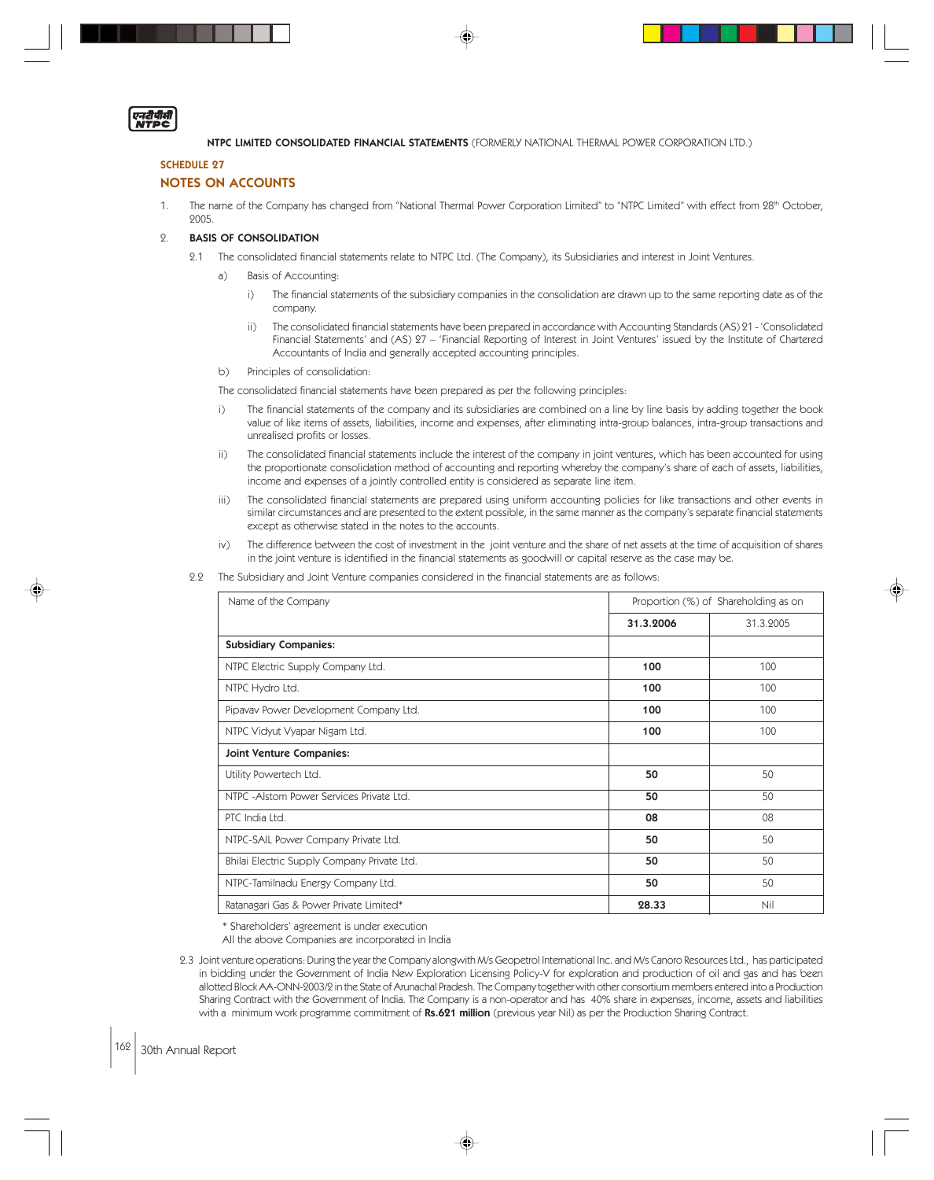**NTPC LIMITED CONSOLIDATED FINANCIAL STATEMENTS** (FORMERLY NATIONAL THERMAL POWER CORPORATION LTD.)

## SCHEDULE 27

## NOTES ON ACCOUNTS

1. The name of the Company has changed from "National Thermal Power Corporation Limited" to "NTPC Limited" with effect from 28th October, 2005.

2. **BASIS OF CONSOLIDATION**

   2.1 The consolidated financial statements relate to NTPC Ltd. (The Company), its Subsidiaries and interest in Joint Ventures.

   a) Basis of Accounting:

   i) The financial statements of the subsidiary companies in the consolidation are drawn up to the same reporting date as of the company.

   ii) The consolidated financial statements have been prepared in accordance with Accounting Standards (AS) 21 - 'Consolidated Financial Statements' and (AS) 27 – 'Financial Reporting of Interest in Joint Ventures' issued by the Institute of Chartered Accountants of India and generally accepted accounting principles.

   b) Principles of consolidation:

   The consolidated financial statements have been prepared as per the following principles:

   i) The financial statements of the company and its subsidiaries are combined on a line by line basis by adding together the book value of like items of assets, liabilities, income and expenses, after eliminating intra-group balances, intra-group transactions and unrealised profits or losses.

   ii) The consolidated financial statements include the interest of the company in joint ventures, which has been accounted for using the proportionate consolidation method of accounting and reporting whereby the company's share of each of assets, liabilities, income and expenses of a jointly controlled entity is considered as separate line item.

   iii) The consolidated financial statements are prepared using uniform accounting policies for like transactions and other events in similar circumstances and are presented to the extent possible, in the same manner as the company's separate financial statements except as otherwise stated in the notes to the accounts.

   iv) The difference between the cost of investment in the joint venture and the share of net assets at the time of acquisition of shares in the joint venture is identified in the financial statements as goodwill or capital reserve as the case may be.

   2.2 The Subsidiary and Joint Venture companies considered in the financial statements are as follows:

| Name of the Company | Proportion (%) of Shareholding as on | |
|---|---|---|
| | **31.3.2006** | 31.3.2005 |
| **Subsidiary Companies:** | | |
| NTPC Electric Supply Company Ltd. | **100** | 100 |
| NTPC Hydro Ltd. | **100** | 100 |
| Pipavav Power Development Company Ltd. | **100** | 100 |
| NTPC Vidyut Vyapar Nigam Ltd. | **100** | 100 |
| **Joint Venture Companies:** | | |
| Utility Powertech Ltd. | **50** | 50 |
| NTPC -Alstom Power Services Private Ltd. | **50** | 50 |
| PTC India Ltd. | **08** | 08 |
| NTPC-SAIL Power Company Private Ltd. | **50** | 50 |
| Bhilai Electric Supply Company Private Ltd. | **50** | 50 |
| NTPC-Tamilnadu Energy Company Ltd. | **50** | 50 |
| Ratanagari Gas & Power Private Limited* | **28.33** | Nil |

   \* Shareholders' agreement is under execution
   All the above Companies are incorporated in India

   2.3 Joint venture operations: During the year the Company alongwith M/s Geopetrol International Inc. and M/s Canoro Resources Ltd., has participated in bidding under the Government of India New Exploration Licensing Policy-V for exploration and production of oil and gas and has been allotted Block AA-ONN-2003/2 in the State of Arunachal Pradesh. The Company together with other consortium members entered into a Production Sharing Contract with the Government of India. The Company is a non-operator and has 40% share in expenses, income, assets and liabilities with a minimum work programme commitment of **Rs.621 million** (previous year Nil) as per the Production Sharing Contract.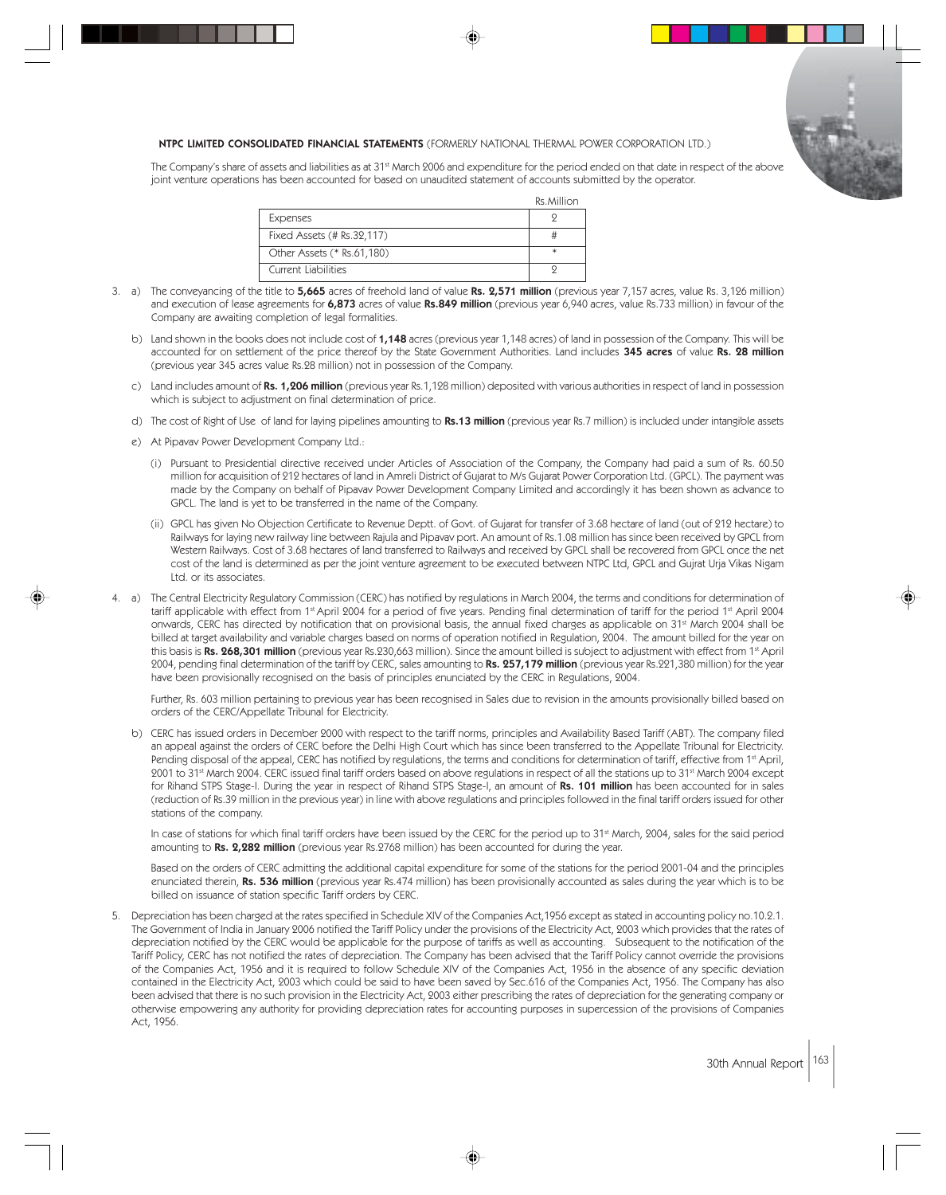**NTPC LIMITED CONSOLIDATED FINANCIAL STATEMENTS** (FORMERLY NATIONAL THERMAL POWER CORPORATION LTD.)

The Company's share of assets and liabilities as at 31st March 2006 and expenditure for the period ended on that date in respect of the above joint venture operations has been accounted for based on unaudited statement of accounts submitted by the operator.

| | Rs.Million |
|---|---|
| Expenses | 2 |
| Fixed Assets (# Rs.32,117) | # |
| Other Assets (* Rs.61,180) | * |
| Current Liabilities | 2 |

3. a) The conveyancing of the title to **5,665** acres of freehold land of value **Rs. 2,571 million** (previous year 7,157 acres, value Rs. 3,126 million) and execution of lease agreements for **6,873** acres of value **Rs.849 million** (previous year 6,940 acres, value Rs.733 million) in favour of the Company are awaiting completion of legal formalities.

   b) Land shown in the books does not include cost of **1,148** acres (previous year 1,148 acres) of land in possession of the Company. This will be accounted for on settlement of the price thereof by the State Government Authorities. Land includes **345 acres** of value **Rs. 28 million** (previous year 345 acres value Rs.28 million) not in possession of the Company.

   c) Land includes amount of **Rs. 1,206 million** (previous year Rs.1,128 million) deposited with various authorities in respect of land in possession which is subject to adjustment on final determination of price.

   d) The cost of Right of Use of land for laying pipelines amounting to **Rs.13 million** (previous year Rs.7 million) is included under intangible assets

   e) At Pipavav Power Development Company Ltd.:

      (i) Pursuant to Presidential directive received under Articles of Association of the Company, the Company had paid a sum of Rs. 60.50 million for acquisition of 212 hectares of land in Amreli District of Gujarat to M/s Gujarat Power Corporation Ltd. (GPCL). The payment was made by the Company on behalf of Pipavav Power Development Company Limited and accordingly it has been shown as advance to GPCL. The land is yet to be transferred in the name of the Company.

      (ii) GPCL has given No Objection Certificate to Revenue Deptt. of Govt. of Gujarat for transfer of 3.68 hectare of land (out of 212 hectare) to Railways for laying new railway line between Rajula and Pipavav port. An amount of Rs.1.08 million has since been received by GPCL from Western Railways. Cost of 3.68 hectares of land transferred to Railways and received by GPCL shall be recovered from GPCL once the net cost of the land is determined as per the joint venture agreement to be executed between NTPC Ltd, GPCL and Gujrat Urja Vikas Nigam Ltd. or its associates.

4. a) The Central Electricity Regulatory Commission (CERC) has notified by regulations in March 2004, the terms and conditions for determination of tariff applicable with effect from 1st April 2004 for a period of five years. Pending final determination of tariff for the period 1st April 2004 onwards, CERC has directed by notification that on provisional basis, the annual fixed charges as applicable on 31st March 2004 shall be billed at target availability and variable charges based on norms of operation notified in Regulation, 2004. The amount billed for the year on this basis is **Rs. 268,301 million** (previous year Rs.230,663 million). Since the amount billed is subject to adjustment with effect from 1st April 2004, pending final determination of the tariff by CERC, sales amounting to **Rs. 257,179 million** (previous year Rs.221,380 million) for the year have been provisionally recognised on the basis of principles enunciated by the CERC in Regulations, 2004.

   Further, Rs. 603 million pertaining to previous year has been recognised in Sales due to revision in the amounts provisionally billed based on orders of the CERC/Appellate Tribunal for Electricity.

   b) CERC has issued orders in December 2000 with respect to the tariff norms, principles and Availability Based Tariff (ABT). The company filed an appeal against the orders of CERC before the Delhi High Court which has since been transferred to the Appellate Tribunal for Electricity. Pending disposal of the appeal, CERC has notified by regulations, the terms and conditions for determination of tariff, effective from 1st April, 2001 to 31st March 2004. CERC issued final tariff orders based on above regulations in respect of all the stations up to 31st March 2004 except for Rihand STPS Stage-I. During the year in respect of Rihand STPS Stage-I, an amount of **Rs. 101 million** has been accounted for in sales (reduction of Rs.39 million in the previous year) in line with above regulations and principles followed in the final tariff orders issued for other stations of the company.

   In case of stations for which final tariff orders have been issued by the CERC for the period up to 31st March, 2004, sales for the said period amounting to **Rs. 2,282 million** (previous year Rs.2768 million) has been accounted for during the year.

   Based on the orders of CERC admitting the additional capital expenditure for some of the stations for the period 2001-04 and the principles enunciated therein, **Rs. 536 million** (previous year Rs.474 million) has been provisionally accounted as sales during the year which is to be billed on issuance of station specific Tariff orders by CERC.

5. Depreciation has been charged at the rates specified in Schedule XIV of the Companies Act,1956 except as stated in accounting policy no.10.2.1. The Government of India in January 2006 notified the Tariff Policy under the provisions of the Electricity Act, 2003 which provides that the rates of depreciation notified by the CERC would be applicable for the purpose of tariffs as well as accounting. Subsequent to the notification of the Tariff Policy, CERC has not notified the rates of depreciation. The Company has been advised that the Tariff Policy cannot override the provisions of the Companies Act, 1956 and it is required to follow Schedule XIV of the Companies Act, 1956 in the absence of any specific deviation contained in the Electricity Act, 2003 which could be said to have been saved by Sec.616 of the Companies Act, 1956. The Company has also been advised that there is no such provision in the Electricity Act, 2003 either prescribing the rates of depreciation for the generating company or otherwise empowering any authority for providing depreciation rates for accounting purposes in supercession of the provisions of Companies Act, 1956.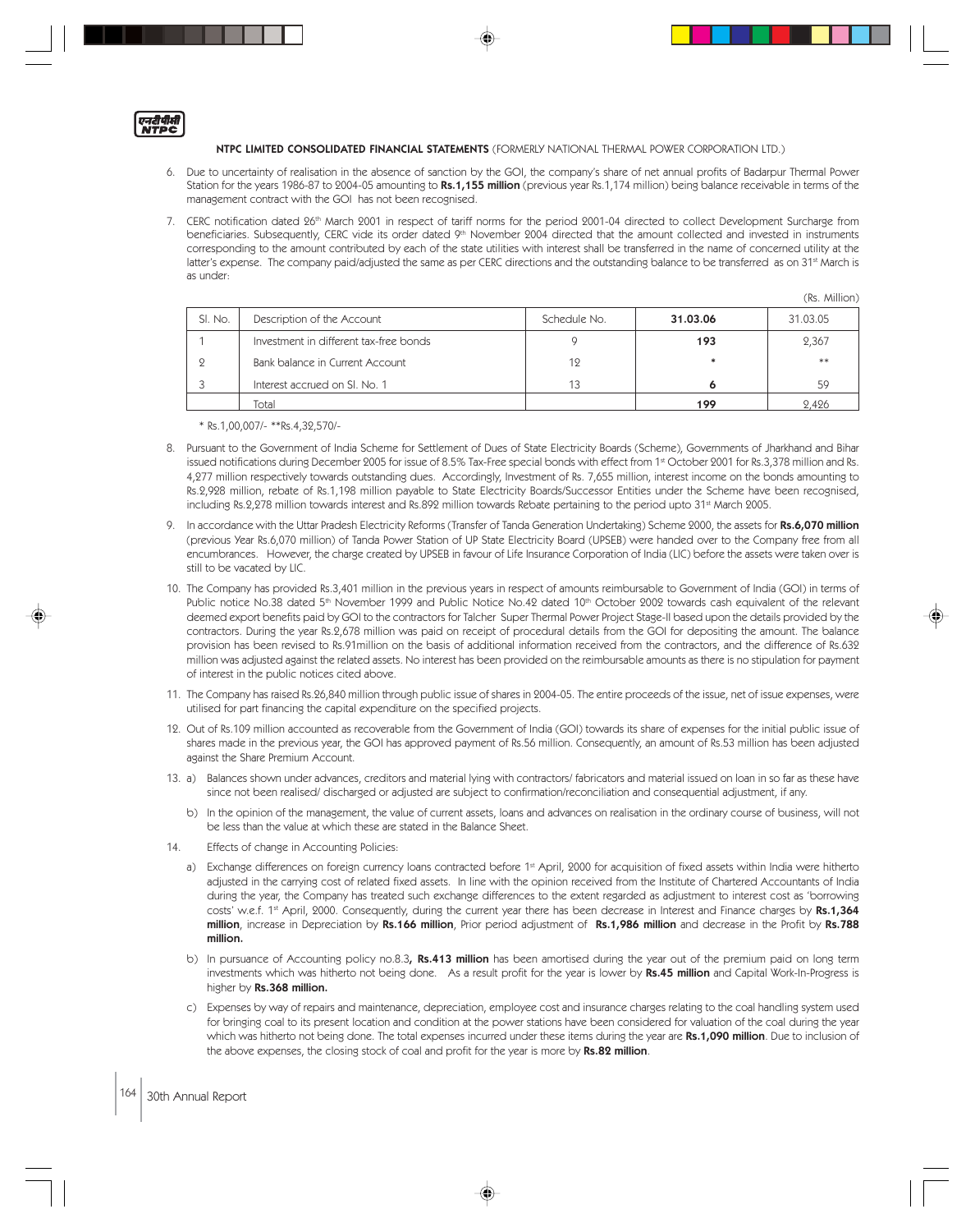**NTPC LIMITED CONSOLIDATED FINANCIAL STATEMENTS** (FORMERLY NATIONAL THERMAL POWER CORPORATION LTD.)

6. Due to uncertainty of realisation in the absence of sanction by the GOI, the company's share of net annual profits of Badarpur Thermal Power Station for the years 1986-87 to 2004-05 amounting to **Rs.1,155 million** (previous year Rs.1,174 million) being balance receivable in terms of the management contract with the GOI has not been recognised.

7. CERC notification dated 26th March 2001 in respect of tariff norms for the period 2001-04 directed to collect Development Surcharge from beneficiaries. Subsequently, CERC vide its order dated 9th November 2004 directed that the amount collected and invested in instruments corresponding to the amount contributed by each of the state utilities with interest shall be transferred in the name of concerned utility at the latter's expense. The company paid/adjusted the same as per CERC directions and the outstanding balance to be transferred as on 31st March is as under:

(Rs. Million)

| Sl. No. | Description of the Account | Schedule No. | **31.03.06** | 31.03.05 |
|---|---|---|---|---|
| 1 | Investment in different tax-free bonds | 9 | **193** | 2,367 |
| 2 | Bank balance in Current Account | 12 | * | ** |
| 3 | Interest accrued on Sl. No. 1 | 13 | **6** | 59 |
| | Total | | **199** | 2,426 |

\* Rs.1,00,007/- **Rs.4,32,570/-

8. Pursuant to the Government of India Scheme for Settlement of Dues of State Electricity Boards (Scheme), Governments of Jharkhand and Bihar issued notifications during December 2005 for issue of 8.5% Tax-Free special bonds with effect from 1st October 2001 for Rs.3,378 million and Rs. 4,277 million respectively towards outstanding dues. Accordingly, Investment of Rs. 7,655 million, interest income on the bonds amounting to Rs.2,928 million, rebate of Rs.1,198 million payable to State Electricity Boards/Successor Entities under the Scheme have been recognised, including Rs.2,278 million towards interest and Rs.892 million towards Rebate pertaining to the period upto 31st March 2005.

9. In accordance with the Uttar Pradesh Electricity Reforms (Transfer of Tanda Generation Undertaking) Scheme 2000, the assets for **Rs.6,070 million** (previous Year Rs.6,070 million) of Tanda Power Station of UP State Electricity Board (UPSEB) were handed over to the Company free from all encumbrances. However, the charge created by UPSEB in favour of Life Insurance Corporation of India (LIC) before the assets were taken over is still to be vacated by LIC.

10. The Company has provided Rs.3,401 million in the previous years in respect of amounts reimbursable to Government of India (GOI) in terms of Public notice No.38 dated 5th November 1999 and Public Notice No.42 dated 10th October 2002 towards cash equivalent of the relevant deemed export benefits paid by GOI to the contractors for Talcher Super Thermal Power Project Stage-II based upon the details provided by the contractors. During the year Rs.2,678 million was paid on receipt of procedural details from the GOI for depositing the amount. The balance provision has been revised to Rs.91million on the basis of additional information received from the contractors, and the difference of Rs.632 million was adjusted against the related assets. No interest has been provided on the reimbursable amounts as there is no stipulation for payment of interest in the public notices cited above.

11. The Company has raised Rs.26,840 million through public issue of shares in 2004-05. The entire proceeds of the issue, net of issue expenses, were utilised for part financing the capital expenditure on the specified projects.

12. Out of Rs.109 million accounted as recoverable from the Government of India (GOI) towards its share of expenses for the initial public issue of shares made in the previous year, the GOI has approved payment of Rs.56 million. Consequently, an amount of Rs.53 million has been adjusted against the Share Premium Account.

13. a) Balances shown under advances, creditors and material lying with contractors/ fabricators and material issued on loan in so far as these have since not been realised/ discharged or adjusted are subject to confirmation/reconciliation and consequential adjustment, if any.

    b) In the opinion of the management, the value of current assets, loans and advances on realisation in the ordinary course of business, will not be less than the value at which these are stated in the Balance Sheet.

14. Effects of change in Accounting Policies:

    a) Exchange differences on foreign currency loans contracted before 1st April, 2000 for acquisition of fixed assets within India were hitherto adjusted in the carrying cost of related fixed assets. In line with the opinion received from the Institute of Chartered Accountants of India during the year, the Company has treated such exchange differences to the extent regarded as adjustment to interest cost as 'borrowing costs' w.e.f. 1st April, 2000. Consequently, during the current year there has been decrease in Interest and Finance charges by **Rs.1,364 million**, increase in Depreciation by **Rs.166 million**, Prior period adjustment of **Rs.1,986 million** and decrease in the Profit by **Rs.788 million.**

    b) In pursuance of Accounting policy no.8.3**, Rs.413 million** has been amortised during the year out of the premium paid on long term investments which was hitherto not being done. As a result profit for the year is lower by **Rs.45 million** and Capital Work-In-Progress is higher by **Rs.368 million.**

    c) Expenses by way of repairs and maintenance, depreciation, employee cost and insurance charges relating to the coal handling system used for bringing coal to its present location and condition at the power stations have been considered for valuation of the coal during the year which was hitherto not being done. The total expenses incurred under these items during the year are **Rs.1,090 million**. Due to inclusion of the above expenses, the closing stock of coal and profit for the year is more by **Rs.82 million**.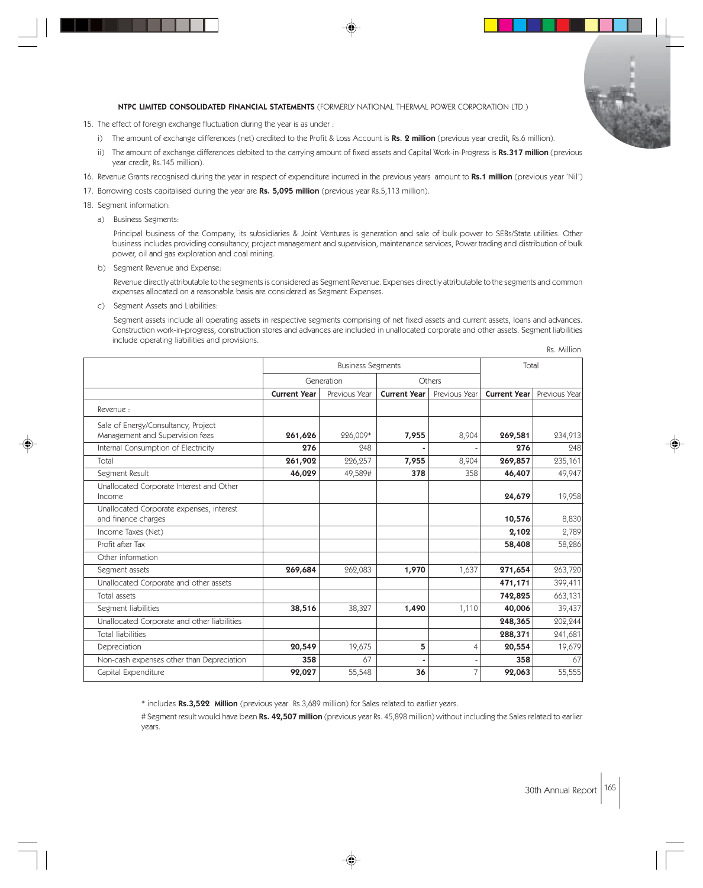**NTPC LIMITED CONSOLIDATED FINANCIAL STATEMENTS** (FORMERLY NATIONAL THERMAL POWER CORPORATION LTD.)

15. The effect of foreign exchange fluctuation during the year is as under :

    i) The amount of exchange differences (net) credited to the Profit & Loss Account is **Rs. 2 million** (previous year credit, Rs.6 million).

    ii) The amount of exchange differences debited to the carrying amount of fixed assets and Capital Work-in-Progress is **Rs.317 million** (previous year credit, Rs.145 million).

16. Revenue Grants recognised during the year in respect of expenditure incurred in the previous years amount to **Rs.1 million** (previous year 'Nil')

17. Borrowing costs capitalised during the year are **Rs. 5,095 million** (previous year Rs.5,113 million).

18. Segment information:

    a) Business Segments:

    Principal business of the Company, its subsidiaries & Joint Ventures is generation and sale of bulk power to SEBs/State utilities. Other business includes providing consultancy, project management and supervision, maintenance services, Power trading and distribution of bulk power, oil and gas exploration and coal mining.

    b) Segment Revenue and Expense:

    Revenue directly attributable to the segments is considered as Segment Revenue. Expenses directly attributable to the segments and common expenses allocated on a reasonable basis are considered as Segment Expenses.

    c) Segment Assets and Liabilities:

    Segment assets include all operating assets in respective segments comprising of net fixed assets and current assets, loans and advances. Construction work-in-progress, construction stores and advances are included in unallocated corporate and other assets. Segment liabilities include operating liabilities and provisions.

Rs. Million

| | Business Segments | | | | Total | |
|---|---|---|---|---|---|---|
| | Generation | | Others | | | |
| | **Current Year** | Previous Year | **Current Year** | Previous Year | **Current Year** | Previous Year |
| Revenue : | | | | | | |
| Sale of Energy/Consultancy, Project Management and Supervision fees | **261,626** | 226,009* | **7,955** | 8,904 | **269,581** | 234,913 |
| Internal Consumption of Electricity | **276** | 248 | **-** | - | **276** | 248 |
| Total | **261,902** | 226,257 | **7,955** | 8,904 | **269,857** | 235,161 |
| Segment Result | **46,029** | 49,589# | **378** | 358 | **46,407** | 49,947 |
| Unallocated Corporate Interest and Other Income | | | | | **24,679** | 19,958 |
| Unallocated Corporate expenses, interest and finance charges | | | | | **10,576** | 8,830 |
| Income Taxes (Net) | | | | | **2,102** | 2,789 |
| Profit after Tax | | | | | **58,408** | 58,286 |
| Other information | | | | | | |
| Segment assets | **269,684** | 262,083 | **1,970** | 1,637 | **271,654** | 263,720 |
| Unallocated Corporate and other assets | | | | | **471,171** | 399,411 |
| Total assets | | | | | **742,825** | 663,131 |
| Segment liabilities | **38,516** | 38,327 | **1,490** | 1,110 | **40,006** | 39,437 |
| Unallocated Corporate and other liabilities | | | | | **248,365** | 202,244 |
| Total liabilities | | | | | **288,371** | 241,681 |
| Depreciation | **20,549** | 19,675 | **5** | 4 | **20,554** | 19,679 |
| Non-cash expenses other than Depreciation | **358** | 67 | **-** | - | **358** | 67 |
| Capital Expenditure | **92,027** | 55,548 | **36** | 7 | **92,063** | 55,555 |

\* includes **Rs.3,522 Million** (previous year Rs.3,689 million) for Sales related to earlier years.

# Segment result would have been **Rs. 42,507 million** (previous year Rs. 45,898 million) without including the Sales related to earlier years.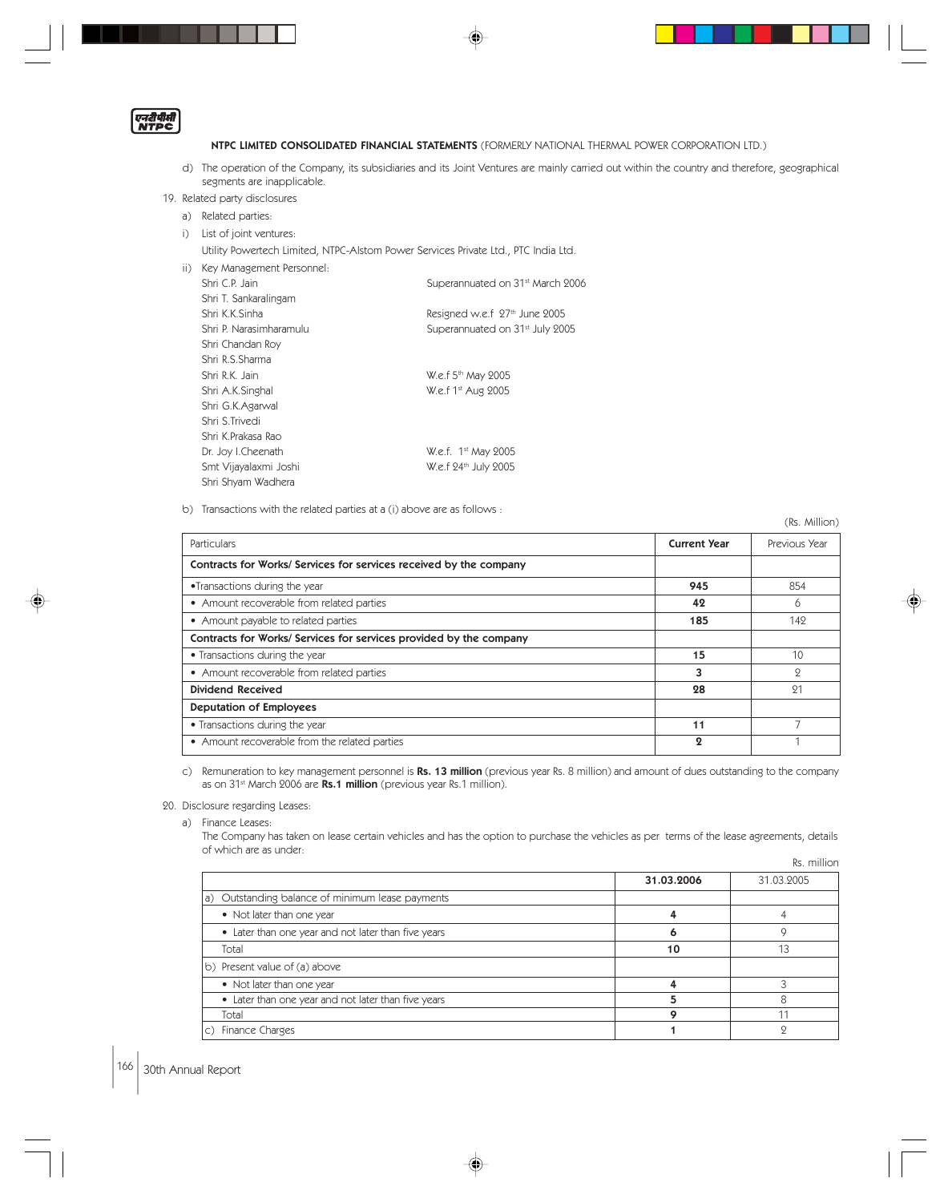**NTPC LIMITED CONSOLIDATED FINANCIAL STATEMENTS** (FORMERLY NATIONAL THERMAL POWER CORPORATION LTD.)

d) The operation of the Company, its subsidiaries and its Joint Ventures are mainly carried out within the country and therefore, geographical segments are inapplicable.

19. Related party disclosures

a) Related parties:

i) List of joint ventures:

Utility Powertech Limited, NTPC-Alstom Power Services Private Ltd., PTC India Ltd.

ii) Key Management Personnel:

| | |
|---|---|
| Shri C.P. Jain | Superannuated on 31st March 2006 |
| Shri T. Sankaralingam | |
| Shri K.K.Sinha | Resigned w.e.f 27th June 2005 |
| Shri P. Narasimharamulu | Superannuated on 31st July 2005 |
| Shri Chandan Roy | |
| Shri R.S.Sharma | |
| Shri R.K. Jain | W.e.f 5th May 2005 |
| Shri A.K.Singhal | W.e.f 1st Aug 2005 |
| Shri G.K.Agarwal | |
| Shri S.Trivedi | |
| Shri K.Prakasa Rao | |
| Dr. Joy I.Cheenath | W.e.f. 1st May 2005 |
| Smt Vijayalaxmi Joshi | W.e.f 24th July 2005 |
| Shri Shyam Wadhera | |

b) Transactions with the related parties at a (i) above are as follows :

(Rs. Million)

| Particulars | Current Year | Previous Year |
|---|---|---|
| **Contracts for Works/ Services for services received by the company** | | |
| • Transactions during the year | **945** | 854 |
| • Amount recoverable from related parties | **42** | 6 |
| • Amount payable to related parties | **185** | 142 |
| **Contracts for Works/ Services for services provided by the company** | | |
| • Transactions during the year | **15** | 10 |
| • Amount recoverable from related parties | **3** | 2 |
| **Dividend Received** | **28** | 21 |
| **Deputation of Employees** | | |
| • Transactions during the year | **11** | 7 |
| • Amount recoverable from the related parties | **2** | 1 |

c) Remuneration to key management personnel is **Rs. 13 million** (previous year Rs. 8 million) and amount of dues outstanding to the company as on 31st March 2006 are **Rs.1 million** (previous year Rs.1 million).

20. Disclosure regarding Leases:

a) Finance Leases:

The Company has taken on lease certain vehicles and has the option to purchase the vehicles as per terms of the lease agreements, details of which are as under:

Rs. million

| | 31.03.2006 | 31.03.2005 |
|---|---|---|
| a) Outstanding balance of minimum lease payments | | |
| • Not later than one year | **4** | 4 |
| • Later than one year and not later than five years | **6** | 9 |
| Total | **10** | 13 |
| b) Present value of (a) above | | |
| • Not later than one year | **4** | 3 |
| • Later than one year and not later than five years | **5** | 8 |
| Total | **9** | 11 |
| c) Finance Charges | **1** | 2 |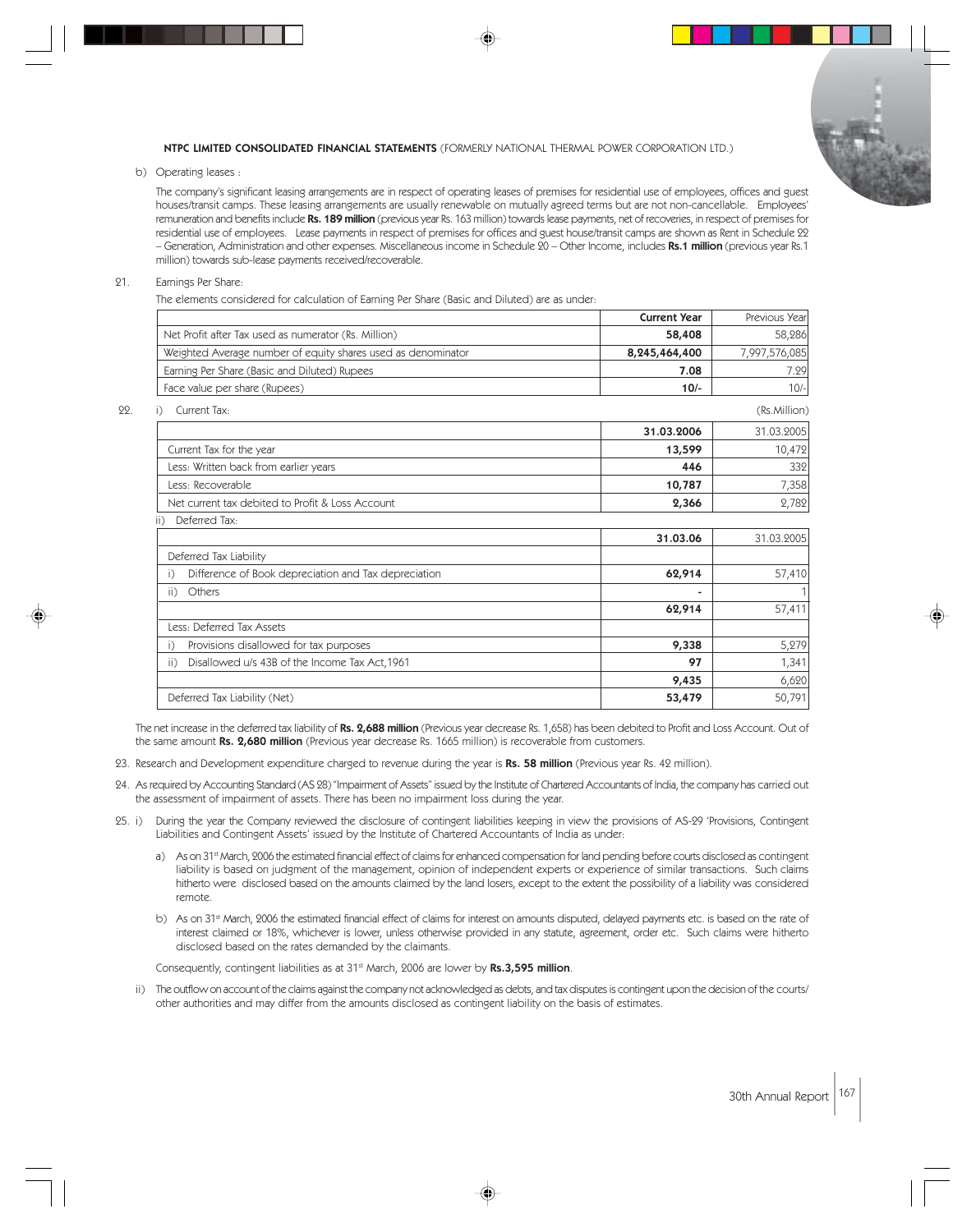**NTPC LIMITED CONSOLIDATED FINANCIAL STATEMENTS** (FORMERLY NATIONAL THERMAL POWER CORPORATION LTD.)

b) Operating leases :

The company's significant leasing arrangements are in respect of operating leases of premises for residential use of employees, offices and guest houses/transit camps. These leasing arrangements are usually renewable on mutually agreed terms but are not non-cancellable. Employees' remuneration and benefits include **Rs. 189 million** (previous year Rs. 163 million) towards lease payments, net of recoveries, in respect of premises for residential use of employees. Lease payments in respect of premises for offices and guest house/transit camps are shown as Rent in Schedule 22 – Generation, Administration and other expenses. Miscellaneous income in Schedule 20 – Other Income, includes **Rs.1 million** (previous year Rs.1 million) towards sub-lease payments received/recoverable.

21. Earnings Per Share:

The elements considered for calculation of Earning Per Share (Basic and Diluted) are as under:

| | **Current Year** | Previous Year |
|---|---|---|
| Net Profit after Tax used as numerator (Rs. Million) | **58,408** | 58,286 |
| Weighted Average number of equity shares used as denominator | **8,245,464,400** | 7,997,576,085 |
| Earning Per Share (Basic and Diluted) Rupees | **7.08** | 7.29 |
| Face value per share (Rupees) | **10/-** | 10/- |

22. i) Current Tax: (Rs.Million)

| | **31.03.2006** | 31.03.2005 |
|---|---|---|
| Current Tax for the year | **13,599** | 10,472 |
| Less: Written back from earlier years | **446** | 332 |
| Less: Recoverable | **10,787** | 7,358 |
| Net current tax debited to Profit & Loss Account | **2,366** | 2,782 |

ii) Deferred Tax:

| | **31.03.06** | 31.03.2005 |
|---|---|---|
| Deferred Tax Liability | | |
| i) Difference of Book depreciation and Tax depreciation | **62,914** | 57,410 |
| ii) Others | **-** | 1 |
| | **62,914** | 57,411 |
| Less: Deferred Tax Assets | | |
| i) Provisions disallowed for tax purposes | **9,338** | 5,279 |
| ii) Disallowed u/s 43B of the Income Tax Act,1961 | **97** | 1,341 |
| | **9,435** | 6,620 |
| Deferred Tax Liability (Net) | **53,479** | 50,791 |

The net increase in the deferred tax liability of **Rs. 2,688 million** (Previous year decrease Rs. 1,658) has been debited to Profit and Loss Account. Out of the same amount **Rs. 2,680 million** (Previous year decrease Rs. 1665 million) is recoverable from customers.

23. Research and Development expenditure charged to revenue during the year is **Rs. 58 million** (Previous year Rs. 42 million).

24. As required by Accounting Standard (AS 28) "Impairment of Assets" issued by the Institute of Chartered Accountants of India, the company has carried out the assessment of impairment of assets. There has been no impairment loss during the year.

25. i) During the year the Company reviewed the disclosure of contingent liabilities keeping in view the provisions of AS-29 'Provisions, Contingent Liabilities and Contingent Assets' issued by the Institute of Chartered Accountants of India as under:

a) As on 31st March, 2006 the estimated financial effect of claims for enhanced compensation for land pending before courts disclosed as contingent liability is based on judgment of the management, opinion of independent experts or experience of similar transactions. Such claims hitherto were disclosed based on the amounts claimed by the land losers, except to the extent the possibility of a liability was considered remote.

b) As on 31st March, 2006 the estimated financial effect of claims for interest on amounts disputed, delayed payments etc. is based on the rate of interest claimed or 18%, whichever is lower, unless otherwise provided in any statute, agreement, order etc. Such claims were hitherto disclosed based on the rates demanded by the claimants.

Consequently, contingent liabilities as at 31st March, 2006 are lower by **Rs.3,595 million**.

ii) The outflow on account of the claims against the company not acknowledged as debts, and tax disputes is contingent upon the decision of the courts/ other authorities and may differ from the amounts disclosed as contingent liability on the basis of estimates.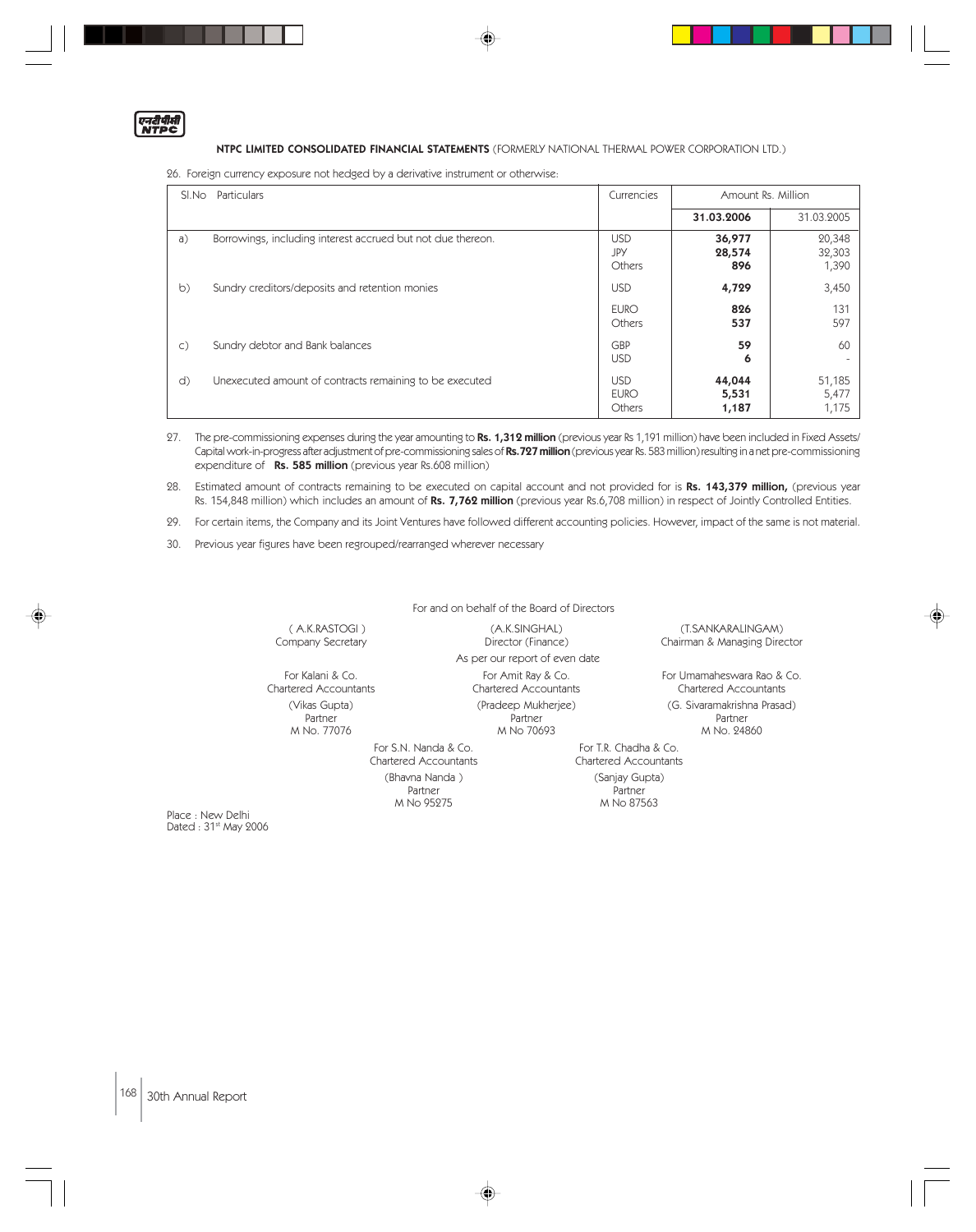**NTPC LIMITED CONSOLIDATED FINANCIAL STATEMENTS** (FORMERLY NATIONAL THERMAL POWER CORPORATION LTD.)

26. Foreign currency exposure not hedged by a derivative instrument or otherwise:

| Sl.No | Particulars | Currencies | Amount Rs. Million | |
|---|---|---|---|---|
| | | | **31.03.2006** | 31.03.2005 |
| a) | Borrowings, including interest accrued but not due thereon. | USD<br>JPY<br>Others | **36,977**<br>**28,574**<br>**896** | 20,348<br>32,303<br>1,390 |
| b) | Sundry creditors/deposits and retention monies | USD | **4,729** | 3,450 |
| | | EURO<br>Others | **826**<br>**537** | 131<br>597 |
| c) | Sundry debtor and Bank balances | GBP<br>USD | **59**<br>**6** | 60<br>- |
| d) | Unexecuted amount of contracts remaining to be executed | USD<br>EURO<br>Others | **44,044**<br>**5,531**<br>**1,187** | 51,185<br>5,477<br>1,175 |

27. The pre-commissioning expenses during the year amounting to **Rs. 1,312 million** (previous year Rs 1,191 million) have been included in Fixed Assets/ Capital work-in-progress after adjustment of pre-commissioning sales of **Rs.727 million** (previous year Rs. 583 million) resulting in a net pre-commissioning expenditure of **Rs. 585 million** (previous year Rs.608 million)

28. Estimated amount of contracts remaining to be executed on capital account and not provided for is **Rs. 143,379 million,** (previous year Rs. 154,848 million) which includes an amount of **Rs. 7,762 million** (previous year Rs.6,708 million) in respect of Jointly Controlled Entities.

29. For certain items, the Company and its Joint Ventures have followed different accounting policies. However, impact of the same is not material.

30. Previous year figures have been regrouped/rearranged wherever necessary

For and on behalf of the Board of Directors

( A.K.RASTOGI )
Company Secretary

(A.K.SINGHAL)
Director (Finance)

(T.SANKARALINGAM)
Chairman & Managing Director

As per our report of even date

For Kalani & Co.
Chartered Accountants
(Vikas Gupta)
Partner
M No. 77076

For Amit Ray & Co.
Chartered Accountants
(Pradeep Mukherjee)
Partner
M No 70693

For Umamaheswara Rao & Co.
Chartered Accountants
(G. Sivaramakrishna Prasad)
Partner
M No. 24860

For S.N. Nanda & Co.
Chartered Accountants
(Bhavna Nanda )
Partner
M No 95275

For T.R. Chadha & Co.
Chartered Accountants
(Sanjay Gupta)
Partner
M No 87563

Place : New Delhi
Dated : 31st May 2006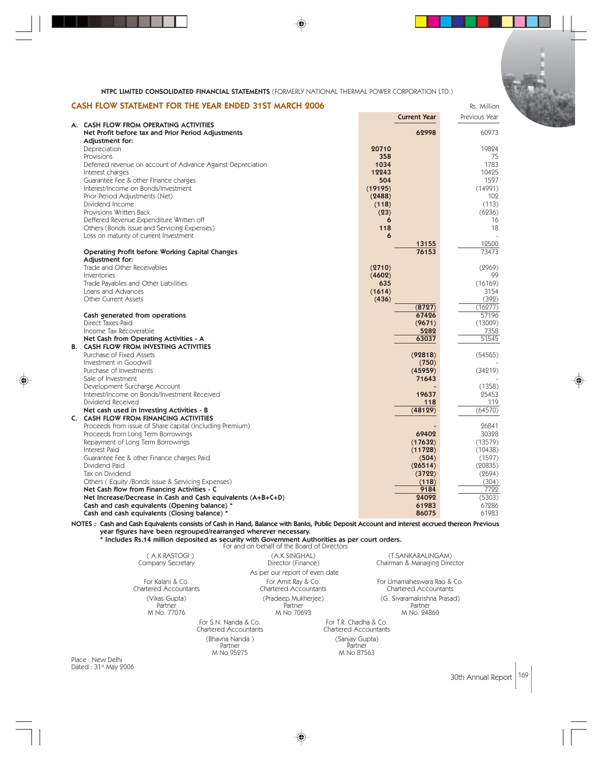**NTPC LIMITED CONSOLIDATED FINANCIAL STATEMENTS** (FORMERLY NATIONAL THERMAL POWER CORPORATION LTD.)

## CASH FLOW STATEMENT FOR THE YEAR ENDED 31ST MARCH 2006

Rs. Million

| | | Current Year | Previous Year |
|---|---|---|---|
| **A. CASH FLOW FROM OPERATING ACTIVITIES** | | | |
| **Net Profit before tax and Prior Period Adjustments** | | **62998** | 60973 |
| **Adjustment for:** | | | |
| Depreciation | **20710** | | 19824 |
| Provisions | **358** | | 75 |
| Deferred revenue on account of Advance Against Depreciation | **1034** | | 1783 |
| Interest charges | **12243** | | 10425 |
| Guarantee Fee & other Finance charges | **504** | | 1597 |
| Interest/Income on Bonds/Investment | **(19195)** | | (14991) |
| Prior Period Adjustments (Net) | **(2488)** | | 102 |
| Dividend Income | **(118)** | | (113) |
| Provisions Written Back | **(23)** | | (6236) |
| Deffered Revenue Expenditure Written off | **6** | | 16 |
| Others (Bonds issue and Servicing Expenses) | **118** | | 18 |
| Loss on maturity of current Investment | **6** | | - |
| | | **13155** | 12500 |
| **Operating Profit before Working Capital Changes** | | **76153** | 73473 |
| **Adjustment for:** | | | |
| Trade and Other Receivables | **(2710)** | | (2969) |
| Inventories | **(4602)** | | 99 |
| Trade Payables and Other Liabilities | **635** | | (16169) |
| Loans and Advances | **(1614)** | | 3154 |
| Other Current Assets | **(436)** | | (392) |
| | | **(8727)** | (16277) |
| **Cash generated from operations** | | **67426** | 57196 |
| Direct Taxes Paid | | **(9671)** | (13009) |
| Income Tax Recoverable | | **5282** | 7358 |
| **Net Cash from Operating Activities - A** | | **63037** | 51545 |
| **B. CASH FLOW FROM INVESTING ACTIVITIES** | | | |
| Purchase of Fixed Assets | | **(92818)** | (54565) |
| Investment in Goodwill | | **(750)** | - |
| Purchase of Investments | | **(45959)** | (34219) |
| Sale of Investment | | **71643** | - |
| Development Surcharge Account | | **-** | (1358) |
| Interest/Income on Bonds/Investment Received | | **19637** | 25453 |
| Dividend Received | | **118** | 119 |
| **Net cash used in Investing Activities - B** | | **(48129)** | (64570) |
| **C. CASH FLOW FROM FINANCING ACTIVITIES** | | | |
| Proceeds from issue of Share capital (Including Premium) | | **-** | 26841 |
| Proceeds from Long Term Borrowings | | **69402** | 30328 |
| Repayment of Long Term Borrowings | | **(17632)** | (13579) |
| Interest Paid | | **(11728)** | (10438) |
| Guarantee Fee & other Finance charges Paid | | **(504)** | (1597) |
| Dividend Paid | | **(26514)** | (20835) |
| Tax on Dividend | | **(3722)** | (2694) |
| Others ( Equity /Bonds issue & Servicing Expenses) | | **(118)** | (304) |
| **Net Cash flow from Financing Activities - C** | | **9184** | 7722 |
| **Net Increase/Decrease in Cash and Cash equivalents (A+B+C+D)** | | **24092** | (5303) |
| **Cash and cash equivalents (Opening balance) \*** | | **61983** | 67286 |
| **Cash and cash equivalents (Closing balance) \*** | | **86075** | 61983 |

**NOTES : Cash and Cash Equivalents consists of Cash in Hand, Balance with Banks, Public Deposit Account and interest accrued thereon Previous year figures have been regrouped/rearranged wherever necessary.**

**\* Includes Rs.14 million deposited as security with Government Authorities as per court orders.**

For and on behalf of the Board of Directors

| ( A.K.RASTOGI ) | (A.K.SINGHAL) | (T.SANKARALINGAM) |
|---|---|---|
| Company Secretary | Director (Finance) | Chairman & Managing Director |

As per our report of even date

| For Kalani & Co. | For Amit Ray & Co. | For Umamaheswara Rao & Co. |
|---|---|---|
| Chartered Accountants | Chartered Accountants | Chartered Accountants |
| (Vikas Gupta) | (Pradeep Mukherjee) | (G. Sivaramakrishna Prasad) |
| Partner | Partner | Partner |
| M No. 77076 | M No 70693 | M No. 24860 |

| For S.N. Nanda & Co. | For T.R. Chadha & Co. |
|---|---|
| Chartered Accountants | Chartered Accountants |
| (Bhavna Nanda ) | (Sanjay Gupta) |
| Partner | Partner |
| M No 95275 | M No 87563 |

Place : New Delhi
Dated : 31st May 2006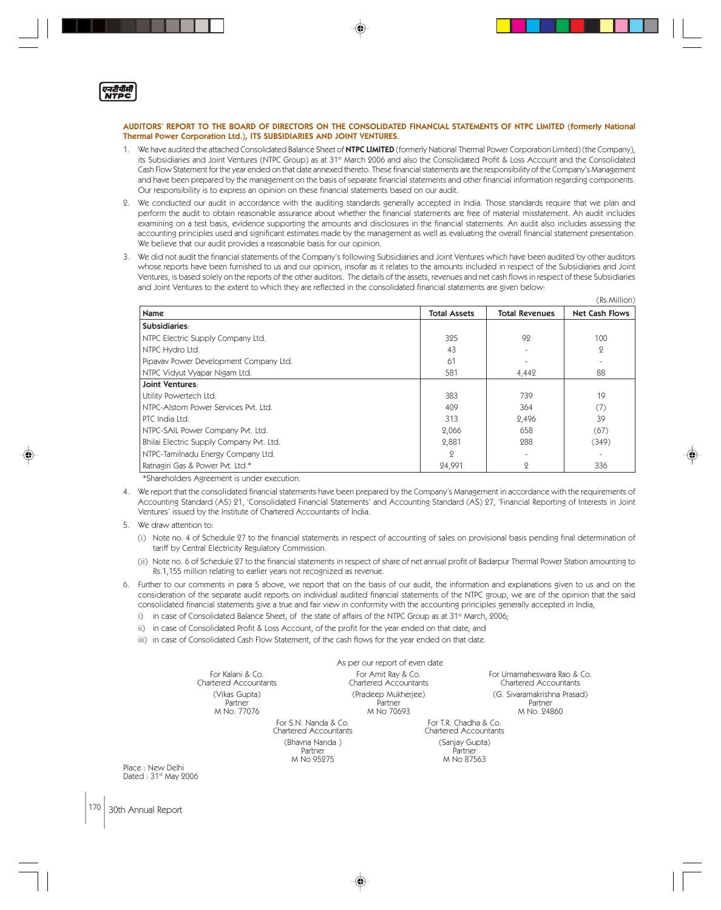## AUDITORS' REPORT TO THE BOARD OF DIRECTORS ON THE CONSOLIDATED FINANCIAL STATEMENTS OF NTPC LIMITED (formerly National Thermal Power Corporation Ltd.), ITS SUBSIDIARIES AND JOINT VENTURES.

1. We have audited the attached Consolidated Balance Sheet of **NTPC LIMITED** (formerly National Thermal Power Corporation Limited) (the Company), its Subsidiaries and Joint Ventures (NTPC Group) as at 31st March 2006 and also the Consolidated Profit & Loss Account and the Consolidated Cash Flow Statement for the year ended on that date annexed thereto. These financial statements are the responsibility of the Company's Management and have been prepared by the management on the basis of separate financial statements and other financial information regarding components. Our responsibility is to express an opinion on these financial statements based on our audit.

2. We conducted our audit in accordance with the auditing standards generally accepted in India. Those standards require that we plan and perform the audit to obtain reasonable assurance about whether the financial statements are free of material misstatement. An audit includes examining on a test basis, evidence supporting the amounts and disclosures in the financial statements. An audit also includes assessing the accounting principles used and significant estimates made by the management as well as evaluating the overall financial statement presentation. We believe that our audit provides a reasonable basis for our opinion.

3. We did not audit the financial statements of the Company's following Subsidiaries and Joint Ventures which have been audited by other auditors whose reports have been furnished to us and our opinion, insofar as it relates to the amounts included in respect of the Subsidiaries and Joint Ventures, is based solely on the reports of the other auditors. The details of the assets, revenues and net cash flows in respect of these Subsidiaries and Joint Ventures to the extent to which they are reflected in the consolidated financial statements are given below:

(Rs.Million)

| Name | Total Assets | Total Revenues | Net Cash Flows |
|---|---|---|---|
| **Subsidiaries**: | | | |
| NTPC Electric Supply Company Ltd. | 325 | 92 | 100 |
| NTPC Hydro Ltd. | 43 | - | 2 |
| Pipavav Power Development Company Ltd. | 61 | - | - |
| NTPC Vidyut Vyapar Nigam Ltd. | 581 | 4,442 | 88 |
| **Joint Ventures**: | | | |
| Utility Powertech Ltd. | 383 | 739 | 19 |
| NTPC-Alstom Power Services Pvt. Ltd. | 409 | 364 | (7) |
| PTC India Ltd. | 313 | 2,496 | 39 |
| NTPC-SAIL Power Company Pvt. Ltd. | 2,066 | 658 | (67) |
| Bhilai Electric Supply Company Pvt. Ltd. | 2,881 | 288 | (349) |
| NTPC-Tamilnadu Energy Company Ltd. | 2 | - | - |
| Ratnagiri Gas & Power Pvt. Ltd.* | 24,991 | 2 | 336 |

*Shareholders Agreement is under execution.

4. We report that the consolidated financial statements have been prepared by the Company's Management in accordance with the requirements of Accounting Standard (AS) 21, 'Consolidated Financial Statements' and Accounting Standard (AS) 27, 'Financial Reporting of Interests in Joint Ventures' issued by the Institute of Chartered Accountants of India.

5. We draw attention to:

   (i) Note no. 4 of Schedule 27 to the financial statements in respect of accounting of sales on provisional basis pending final determination of tariff by Central Electricity Regulatory Commission.

   (ii) Note no. 6 of Schedule 27 to the financial statements in respect of share of net annual profit of Badarpur Thermal Power Station amounting to Rs.1,155 million relating to earlier years not recognized as revenue.

6. Further to our comments in para 5 above, we report that on the basis of our audit, the information and explanations given to us and on the consideration of the separate audit reports on individual audited financial statements of the NTPC group, we are of the opinion that the said consolidated financial statements give a true and fair view in conformity with the accounting principles generally accepted in India,

   i) in case of Consolidated Balance Sheet, of the state of affairs of the NTPC Group as at 31st March, 2006;

   ii) in case of Consolidated Profit & Loss Account, of the profit for the year ended on that date; and

   iii) in case of Consolidated Cash Flow Statement, of the cash flows for the year ended on that date.

As per our report of even date

For Kalani & Co.
Chartered Accountants
(Vikas Gupta)
Partner
M No. 77076

For Amit Ray & Co.
Chartered Accountants
(Pradeep Mukherjee)
Partner
M No 70693

For Umamaheswara Rao & Co.
Chartered Accountants
(G. Sivaramakrishna Prasad)
Partner
M No. 24860

For S.N. Nanda & Co.
Chartered Accountants
(Bhavna Nanda )
Partner
M No 95275

For T.R. Chadha & Co.
Chartered Accountants
(Sanjay Gupta)
Partner
M No 87563

Place : New Delhi
Dated : 31st May 2006